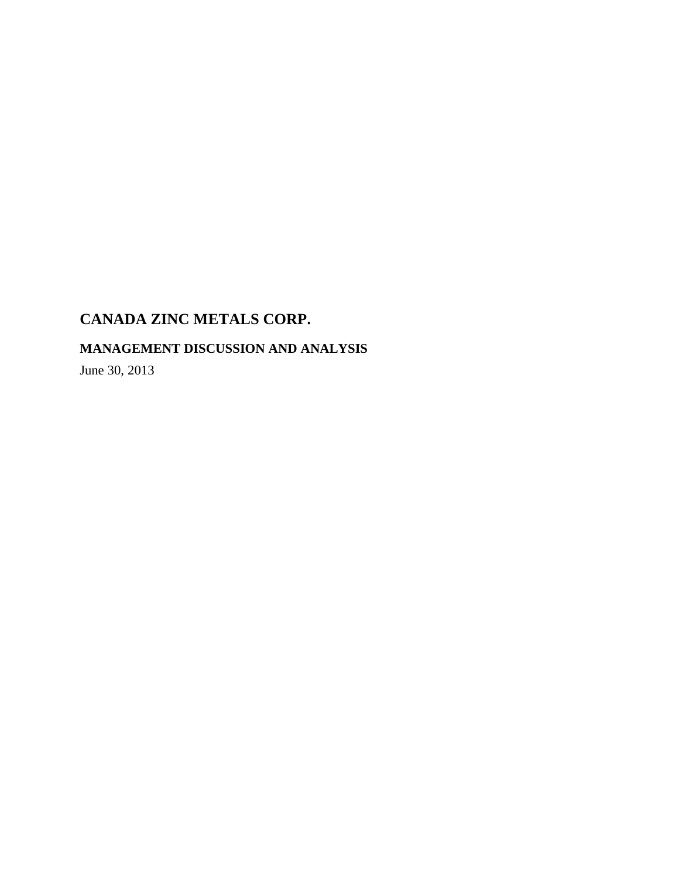# CANADA ZINC METALS CORP.

## MANAGEMENT DISCUSSION AND ANALYSIS

June 30, 2013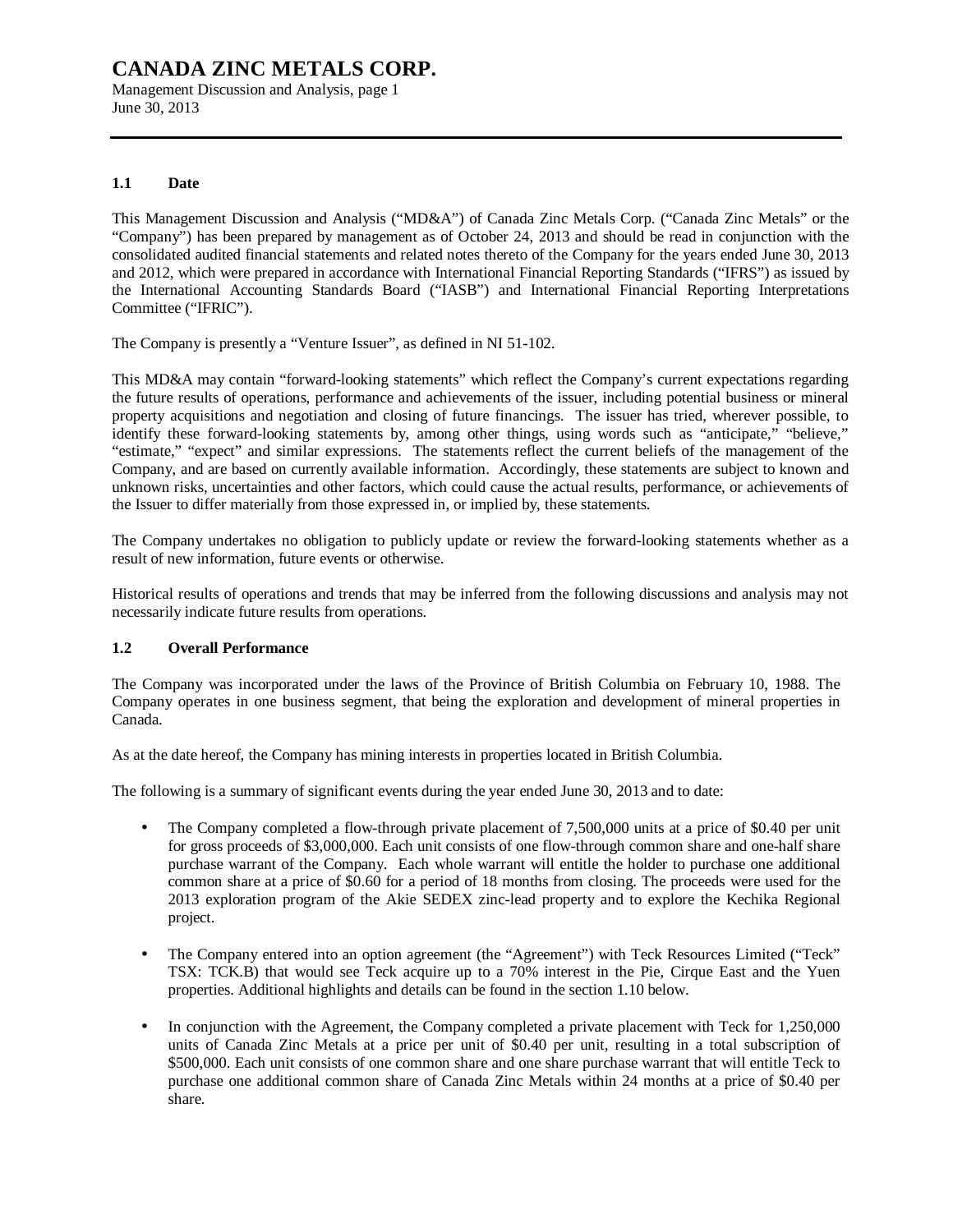# CANADA ZINC METALS CORP.

Management Discussion and Analysis, page 1
June 30, 2013

## 1.1 Date

This Management Discussion and Analysis ("MD&A") of Canada Zinc Metals Corp. ("Canada Zinc Metals" or the "Company") has been prepared by management as of October 24, 2013 and should be read in conjunction with the consolidated audited financial statements and related notes thereto of the Company for the years ended June 30, 2013 and 2012, which were prepared in accordance with International Financial Reporting Standards ("IFRS") as issued by the International Accounting Standards Board ("IASB") and International Financial Reporting Interpretations Committee ("IFRIC").

The Company is presently a "Venture Issuer", as defined in NI 51-102.

This MD&A may contain "forward-looking statements" which reflect the Company's current expectations regarding the future results of operations, performance and achievements of the issuer, including potential business or mineral property acquisitions and negotiation and closing of future financings. The issuer has tried, wherever possible, to identify these forward-looking statements by, among other things, using words such as "anticipate," "believe," "estimate," "expect" and similar expressions. The statements reflect the current beliefs of the management of the Company, and are based on currently available information. Accordingly, these statements are subject to known and unknown risks, uncertainties and other factors, which could cause the actual results, performance, or achievements of the Issuer to differ materially from those expressed in, or implied by, these statements.

The Company undertakes no obligation to publicly update or review the forward-looking statements whether as a result of new information, future events or otherwise.

Historical results of operations and trends that may be inferred from the following discussions and analysis may not necessarily indicate future results from operations.

## 1.2 Overall Performance

The Company was incorporated under the laws of the Province of British Columbia on February 10, 1988. The Company operates in one business segment, that being the exploration and development of mineral properties in Canada.

As at the date hereof, the Company has mining interests in properties located in British Columbia.

The following is a summary of significant events during the year ended June 30, 2013 and to date:

- The Company completed a flow-through private placement of 7,500,000 units at a price of $0.40 per unit for gross proceeds of $3,000,000. Each unit consists of one flow-through common share and one-half share purchase warrant of the Company. Each whole warrant will entitle the holder to purchase one additional common share at a price of $0.60 for a period of 18 months from closing. The proceeds were used for the 2013 exploration program of the Akie SEDEX zinc-lead property and to explore the Kechika Regional project.
- The Company entered into an option agreement (the "Agreement") with Teck Resources Limited ("Teck" TSX: TCK.B) that would see Teck acquire up to a 70% interest in the Pie, Cirque East and the Yuen properties. Additional highlights and details can be found in the section 1.10 below.
- In conjunction with the Agreement, the Company completed a private placement with Teck for 1,250,000 units of Canada Zinc Metals at a price per unit of $0.40 per unit, resulting in a total subscription of $500,000. Each unit consists of one common share and one share purchase warrant that will entitle Teck to purchase one additional common share of Canada Zinc Metals within 24 months at a price of $0.40 per share.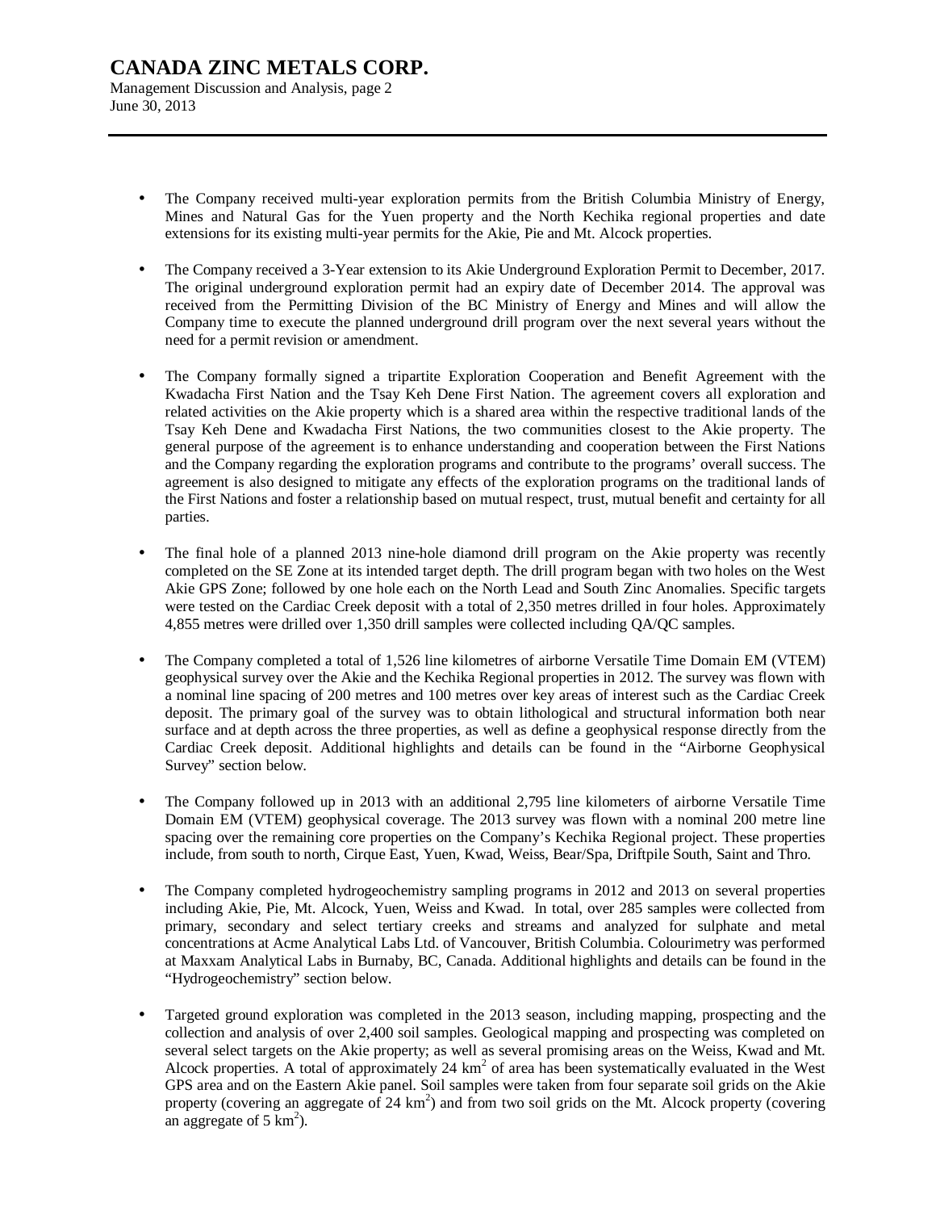- The Company received multi-year exploration permits from the British Columbia Ministry of Energy, Mines and Natural Gas for the Yuen property and the North Kechika regional properties and date extensions for its existing multi-year permits for the Akie, Pie and Mt. Alcock properties.

- The Company received a 3-Year extension to its Akie Underground Exploration Permit to December, 2017. The original underground exploration permit had an expiry date of December 2014. The approval was received from the Permitting Division of the BC Ministry of Energy and Mines and will allow the Company time to execute the planned underground drill program over the next several years without the need for a permit revision or amendment.

- The Company formally signed a tripartite Exploration Cooperation and Benefit Agreement with the Kwadacha First Nation and the Tsay Keh Dene First Nation. The agreement covers all exploration and related activities on the Akie property which is a shared area within the respective traditional lands of the Tsay Keh Dene and Kwadacha First Nations, the two communities closest to the Akie property. The general purpose of the agreement is to enhance understanding and cooperation between the First Nations and the Company regarding the exploration programs and contribute to the programs' overall success. The agreement is also designed to mitigate any effects of the exploration programs on the traditional lands of the First Nations and foster a relationship based on mutual respect, trust, mutual benefit and certainty for all parties.

- The final hole of a planned 2013 nine-hole diamond drill program on the Akie property was recently completed on the SE Zone at its intended target depth. The drill program began with two holes on the West Akie GPS Zone; followed by one hole each on the North Lead and South Zinc Anomalies. Specific targets were tested on the Cardiac Creek deposit with a total of 2,350 metres drilled in four holes. Approximately 4,855 metres were drilled over 1,350 drill samples were collected including QA/QC samples.

- The Company completed a total of 1,526 line kilometres of airborne Versatile Time Domain EM (VTEM) geophysical survey over the Akie and the Kechika Regional properties in 2012. The survey was flown with a nominal line spacing of 200 metres and 100 metres over key areas of interest such as the Cardiac Creek deposit. The primary goal of the survey was to obtain lithological and structural information both near surface and at depth across the three properties, as well as define a geophysical response directly from the Cardiac Creek deposit. Additional highlights and details can be found in the "Airborne Geophysical Survey" section below.

- The Company followed up in 2013 with an additional 2,795 line kilometers of airborne Versatile Time Domain EM (VTEM) geophysical coverage. The 2013 survey was flown with a nominal 200 metre line spacing over the remaining core properties on the Company's Kechika Regional project. These properties include, from south to north, Cirque East, Yuen, Kwad, Weiss, Bear/Spa, Driftpile South, Saint and Thro.

- The Company completed hydrogeochemistry sampling programs in 2012 and 2013 on several properties including Akie, Pie, Mt. Alcock, Yuen, Weiss and Kwad. In total, over 285 samples were collected from primary, secondary and select tertiary creeks and streams and analyzed for sulphate and metal concentrations at Acme Analytical Labs Ltd. of Vancouver, British Columbia. Colourimetry was performed at Maxxam Analytical Labs in Burnaby, BC, Canada. Additional highlights and details can be found in the "Hydrogeochemistry" section below.

- Targeted ground exploration was completed in the 2013 season, including mapping, prospecting and the collection and analysis of over 2,400 soil samples. Geological mapping and prospecting was completed on several select targets on the Akie property; as well as several promising areas on the Weiss, Kwad and Mt. Alcock properties. A total of approximately 24 $km^2$ of area has been systematically evaluated in the West GPS area and on the Eastern Akie panel. Soil samples were taken from four separate soil grids on the Akie property (covering an aggregate of 24 $km^2$) and from two soil grids on the Mt. Alcock property (covering an aggregate of 5 $km^2$).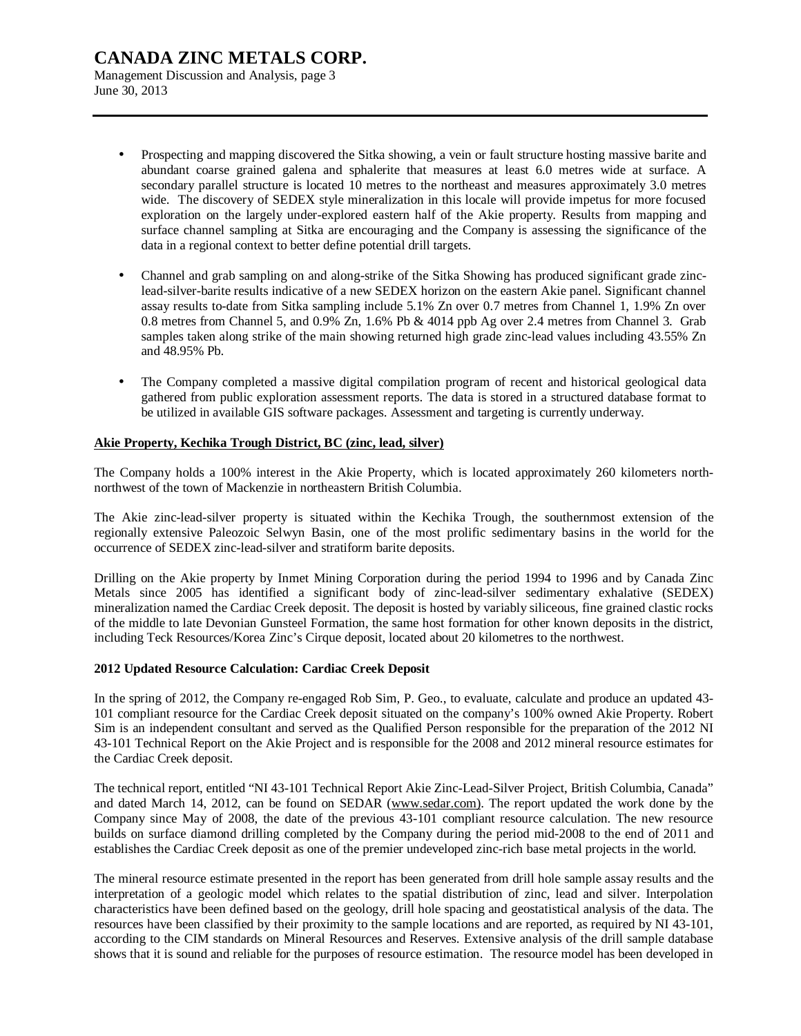- Prospecting and mapping discovered the Sitka showing, a vein or fault structure hosting massive barite and abundant coarse grained galena and sphalerite that measures at least 6.0 metres wide at surface. A secondary parallel structure is located 10 metres to the northeast and measures approximately 3.0 metres wide. The discovery of SEDEX style mineralization in this locale will provide impetus for more focused exploration on the largely under-explored eastern half of the Akie property. Results from mapping and surface channel sampling at Sitka are encouraging and the Company is assessing the significance of the data in a regional context to better define potential drill targets.

- Channel and grab sampling on and along-strike of the Sitka Showing has produced significant grade zinc-lead-silver-barite results indicative of a new SEDEX horizon on the eastern Akie panel. Significant channel assay results to-date from Sitka sampling include 5.1% Zn over 0.7 metres from Channel 1, 1.9% Zn over 0.8 metres from Channel 5, and 0.9% Zn, 1.6% Pb & 4014 ppb Ag over 2.4 metres from Channel 3. Grab samples taken along strike of the main showing returned high grade zinc-lead values including 43.55% Zn and 48.95% Pb.

- The Company completed a massive digital compilation program of recent and historical geological data gathered from public exploration assessment reports. The data is stored in a structured database format to be utilized in available GIS software packages. Assessment and targeting is currently underway.

**Akie Property, Kechika Trough District, BC (zinc, lead, silver)**

The Company holds a 100% interest in the Akie Property, which is located approximately 260 kilometers north-northwest of the town of Mackenzie in northeastern British Columbia.

The Akie zinc-lead-silver property is situated within the Kechika Trough, the southernmost extension of the regionally extensive Paleozoic Selwyn Basin, one of the most prolific sedimentary basins in the world for the occurrence of SEDEX zinc-lead-silver and stratiform barite deposits.

Drilling on the Akie property by Inmet Mining Corporation during the period 1994 to 1996 and by Canada Zinc Metals since 2005 has identified a significant body of zinc-lead-silver sedimentary exhalative (SEDEX) mineralization named the Cardiac Creek deposit. The deposit is hosted by variably siliceous, fine grained clastic rocks of the middle to late Devonian Gunsteel Formation, the same host formation for other known deposits in the district, including Teck Resources/Korea Zinc's Cirque deposit, located about 20 kilometres to the northwest.

**2012 Updated Resource Calculation: Cardiac Creek Deposit**

In the spring of 2012, the Company re-engaged Rob Sim, P. Geo., to evaluate, calculate and produce an updated 43-101 compliant resource for the Cardiac Creek deposit situated on the company's 100% owned Akie Property. Robert Sim is an independent consultant and served as the Qualified Person responsible for the preparation of the 2012 NI 43-101 Technical Report on the Akie Project and is responsible for the 2008 and 2012 mineral resource estimates for the Cardiac Creek deposit.

The technical report, entitled "NI 43-101 Technical Report Akie Zinc-Lead-Silver Project, British Columbia, Canada" and dated March 14, 2012, can be found on SEDAR (www.sedar.com). The report updated the work done by the Company since May of 2008, the date of the previous 43-101 compliant resource calculation. The new resource builds on surface diamond drilling completed by the Company during the period mid-2008 to the end of 2011 and establishes the Cardiac Creek deposit as one of the premier undeveloped zinc-rich base metal projects in the world.

The mineral resource estimate presented in the report has been generated from drill hole sample assay results and the interpretation of a geologic model which relates to the spatial distribution of zinc, lead and silver. Interpolation characteristics have been defined based on the geology, drill hole spacing and geostatistical analysis of the data. The resources have been classified by their proximity to the sample locations and are reported, as required by NI 43-101, according to the CIM standards on Mineral Resources and Reserves. Extensive analysis of the drill sample database shows that it is sound and reliable for the purposes of resource estimation. The resource model has been developed in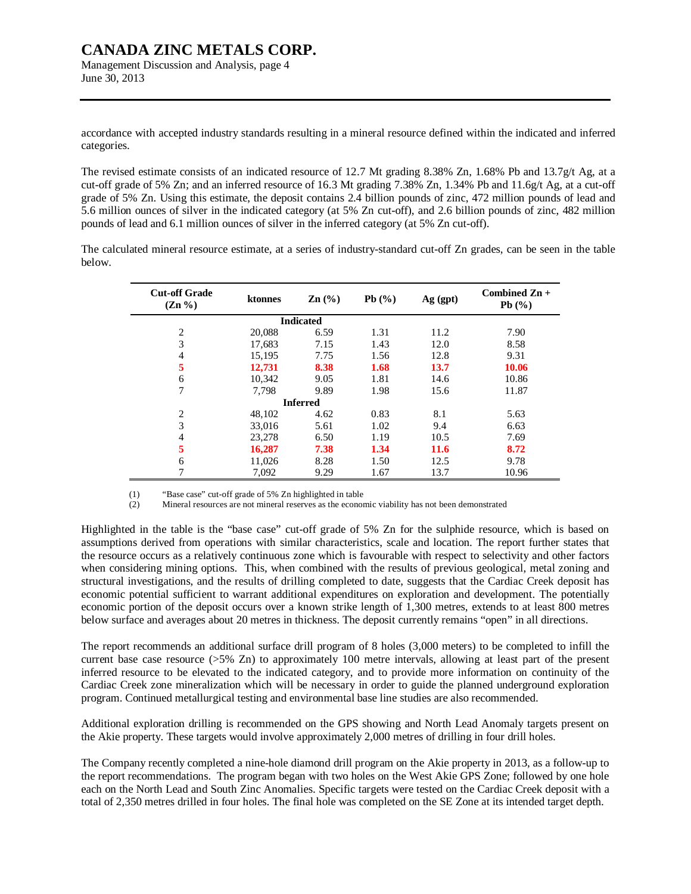accordance with accepted industry standards resulting in a mineral resource defined within the indicated and inferred categories.

The revised estimate consists of an indicated resource of 12.7 Mt grading 8.38% Zn, 1.68% Pb and 13.7g/t Ag, at a cut-off grade of 5% Zn; and an inferred resource of 16.3 Mt grading 7.38% Zn, 1.34% Pb and 11.6g/t Ag, at a cut-off grade of 5% Zn. Using this estimate, the deposit contains 2.4 billion pounds of zinc, 472 million pounds of lead and 5.6 million ounces of silver in the indicated category (at 5% Zn cut-off), and 2.6 billion pounds of zinc, 482 million pounds of lead and 6.1 million ounces of silver in the inferred category (at 5% Zn cut-off).

The calculated mineral resource estimate, at a series of industry-standard cut-off Zn grades, can be seen in the table below.

| Cut-off Grade (Zn %) | ktonnes | Zn (%) | Pb (%) | Ag (gpt) | Combined Zn + Pb (%) |
|---|---|---|---|---|---|
| | | **Indicated** | | | |
| 2 | 20,088 | 6.59 | 1.31 | 11.2 | 7.90 |
| 3 | 17,683 | 7.15 | 1.43 | 12.0 | 8.58 |
| 4 | 15,195 | 7.75 | 1.56 | 12.8 | 9.31 |
| **5** | **12,731** | **8.38** | **1.68** | **13.7** | **10.06** |
| 6 | 10,342 | 9.05 | 1.81 | 14.6 | 10.86 |
| 7 | 7,798 | 9.89 | 1.98 | 15.6 | 11.87 |
| | | **Inferred** | | | |
| 2 | 48,102 | 4.62 | 0.83 | 8.1 | 5.63 |
| 3 | 33,016 | 5.61 | 1.02 | 9.4 | 6.63 |
| 4 | 23,278 | 6.50 | 1.19 | 10.5 | 7.69 |
| **5** | **16,287** | **7.38** | **1.34** | **11.6** | **8.72** |
| 6 | 11,026 | 8.28 | 1.50 | 12.5 | 9.78 |
| 7 | 7,092 | 9.29 | 1.67 | 13.7 | 10.96 |

(1) "Base case" cut-off grade of 5% Zn highlighted in table
(2) Mineral resources are not mineral reserves as the economic viability has not been demonstrated

Highlighted in the table is the "base case" cut-off grade of 5% Zn for the sulphide resource, which is based on assumptions derived from operations with similar characteristics, scale and location. The report further states that the resource occurs as a relatively continuous zone which is favourable with respect to selectivity and other factors when considering mining options. This, when combined with the results of previous geological, metal zoning and structural investigations, and the results of drilling completed to date, suggests that the Cardiac Creek deposit has economic potential sufficient to warrant additional expenditures on exploration and development. The potentially economic portion of the deposit occurs over a known strike length of 1,300 metres, extends to at least 800 metres below surface and averages about 20 metres in thickness. The deposit currently remains "open" in all directions.

The report recommends an additional surface drill program of 8 holes (3,000 meters) to be completed to infill the current base case resource (>5% Zn) to approximately 100 metre intervals, allowing at least part of the present inferred resource to be elevated to the indicated category, and to provide more information on continuity of the Cardiac Creek zone mineralization which will be necessary in order to guide the planned underground exploration program. Continued metallurgical testing and environmental base line studies are also recommended.

Additional exploration drilling is recommended on the GPS showing and North Lead Anomaly targets present on the Akie property. These targets would involve approximately 2,000 metres of drilling in four drill holes.

The Company recently completed a nine-hole diamond drill program on the Akie property in 2013, as a follow-up to the report recommendations. The program began with two holes on the West Akie GPS Zone; followed by one hole each on the North Lead and South Zinc Anomalies. Specific targets were tested on the Cardiac Creek deposit with a total of 2,350 metres drilled in four holes. The final hole was completed on the SE Zone at its intended target depth.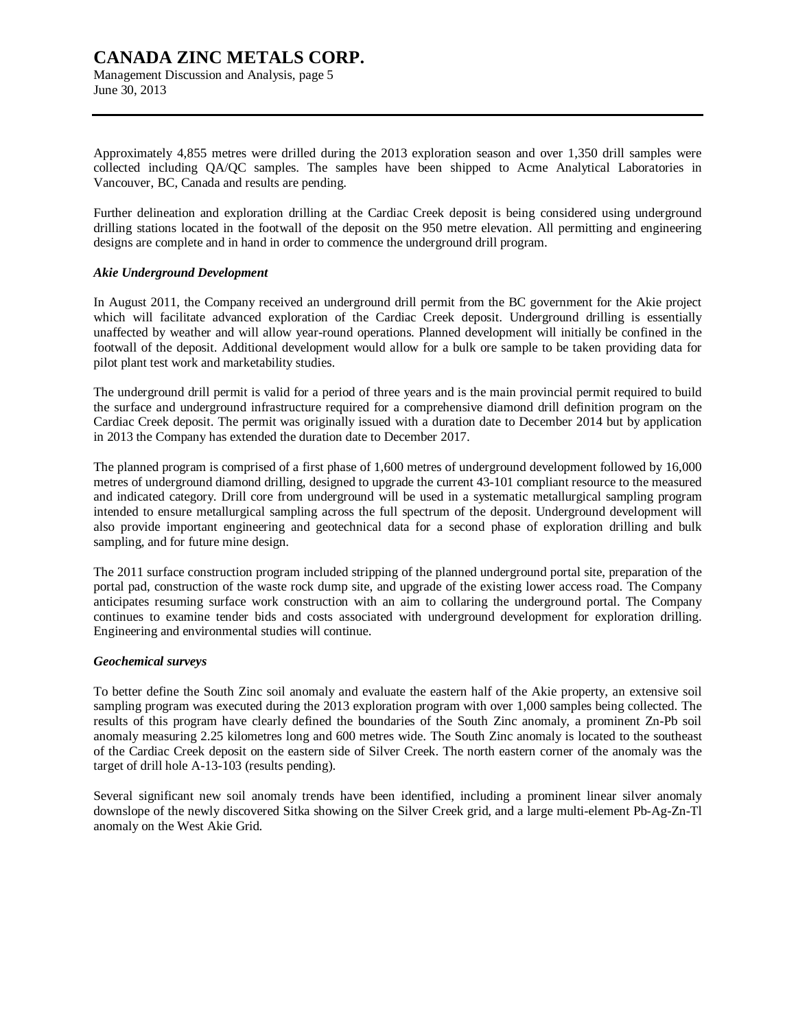Approximately 4,855 metres were drilled during the 2013 exploration season and over 1,350 drill samples were collected including QA/QC samples. The samples have been shipped to Acme Analytical Laboratories in Vancouver, BC, Canada and results are pending.

Further delineation and exploration drilling at the Cardiac Creek deposit is being considered using underground drilling stations located in the footwall of the deposit on the 950 metre elevation. All permitting and engineering designs are complete and in hand in order to commence the underground drill program.

***Akie Underground Development***

In August 2011, the Company received an underground drill permit from the BC government for the Akie project which will facilitate advanced exploration of the Cardiac Creek deposit. Underground drilling is essentially unaffected by weather and will allow year-round operations. Planned development will initially be confined in the footwall of the deposit. Additional development would allow for a bulk ore sample to be taken providing data for pilot plant test work and marketability studies.

The underground drill permit is valid for a period of three years and is the main provincial permit required to build the surface and underground infrastructure required for a comprehensive diamond drill definition program on the Cardiac Creek deposit. The permit was originally issued with a duration date to December 2014 but by application in 2013 the Company has extended the duration date to December 2017.

The planned program is comprised of a first phase of 1,600 metres of underground development followed by 16,000 metres of underground diamond drilling, designed to upgrade the current 43-101 compliant resource to the measured and indicated category. Drill core from underground will be used in a systematic metallurgical sampling program intended to ensure metallurgical sampling across the full spectrum of the deposit. Underground development will also provide important engineering and geotechnical data for a second phase of exploration drilling and bulk sampling, and for future mine design.

The 2011 surface construction program included stripping of the planned underground portal site, preparation of the portal pad, construction of the waste rock dump site, and upgrade of the existing lower access road. The Company anticipates resuming surface work construction with an aim to collaring the underground portal. The Company continues to examine tender bids and costs associated with underground development for exploration drilling. Engineering and environmental studies will continue.

***Geochemical surveys***

To better define the South Zinc soil anomaly and evaluate the eastern half of the Akie property, an extensive soil sampling program was executed during the 2013 exploration program with over 1,000 samples being collected. The results of this program have clearly defined the boundaries of the South Zinc anomaly, a prominent Zn-Pb soil anomaly measuring 2.25 kilometres long and 600 metres wide. The South Zinc anomaly is located to the southeast of the Cardiac Creek deposit on the eastern side of Silver Creek. The north eastern corner of the anomaly was the target of drill hole A-13-103 (results pending).

Several significant new soil anomaly trends have been identified, including a prominent linear silver anomaly downslope of the newly discovered Sitka showing on the Silver Creek grid, and a large multi-element Pb-Ag-Zn-Tl anomaly on the West Akie Grid.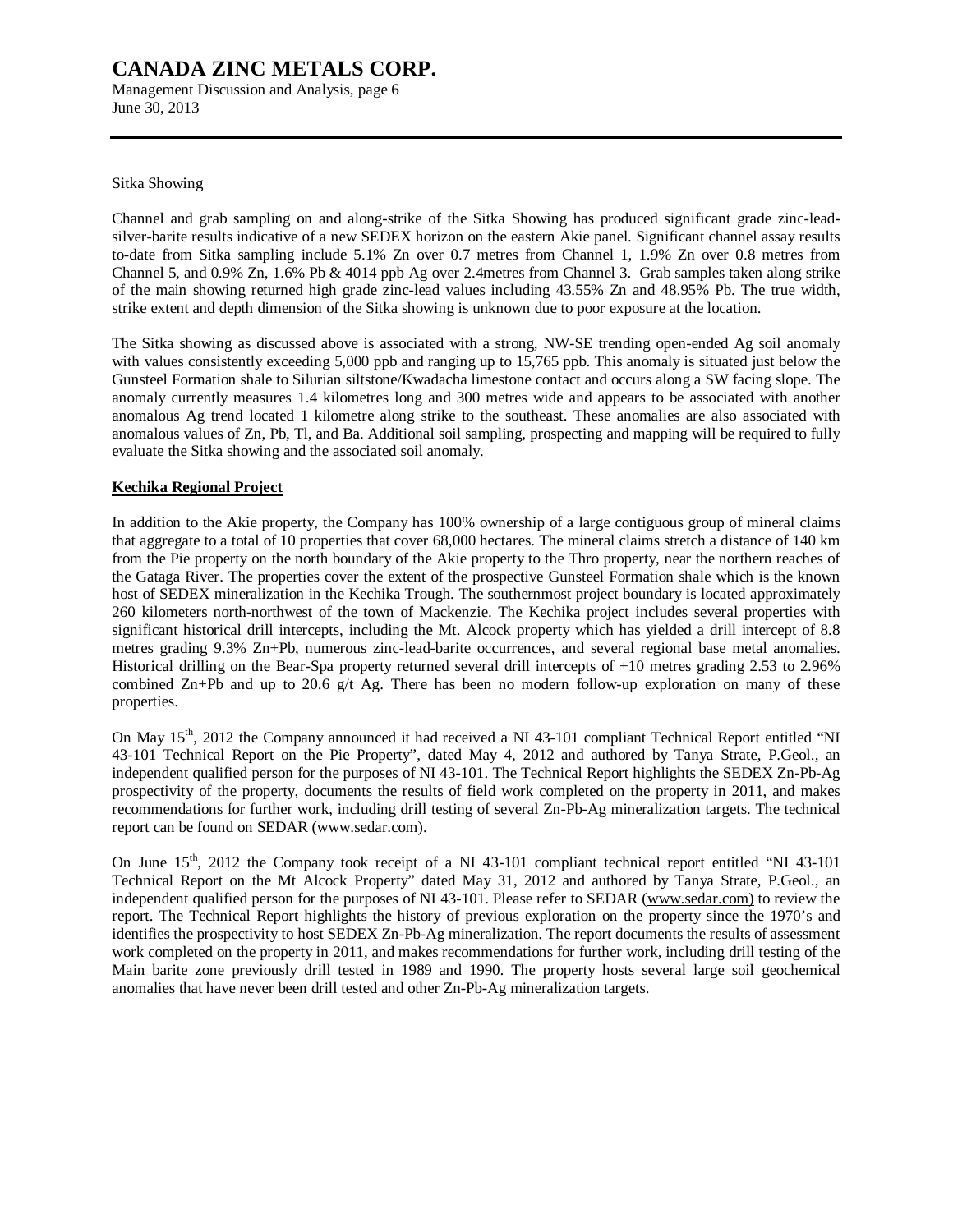Sitka Showing

Channel and grab sampling on and along-strike of the Sitka Showing has produced significant grade zinc-lead-silver-barite results indicative of a new SEDEX horizon on the eastern Akie panel. Significant channel assay results to-date from Sitka sampling include 5.1% Zn over 0.7 metres from Channel 1, 1.9% Zn over 0.8 metres from Channel 5, and 0.9% Zn, 1.6% Pb & 4014 ppb Ag over 2.4metres from Channel 3. Grab samples taken along strike of the main showing returned high grade zinc-lead values including 43.55% Zn and 48.95% Pb. The true width, strike extent and depth dimension of the Sitka showing is unknown due to poor exposure at the location.

The Sitka showing as discussed above is associated with a strong, NW-SE trending open-ended Ag soil anomaly with values consistently exceeding 5,000 ppb and ranging up to 15,765 ppb. This anomaly is situated just below the Gunsteel Formation shale to Silurian siltstone/Kwadacha limestone contact and occurs along a SW facing slope. The anomaly currently measures 1.4 kilometres long and 300 metres wide and appears to be associated with another anomalous Ag trend located 1 kilometre along strike to the southeast. These anomalies are also associated with anomalous values of Zn, Pb, Tl, and Ba. Additional soil sampling, prospecting and mapping will be required to fully evaluate the Sitka showing and the associated soil anomaly.

**Kechika Regional Project**

In addition to the Akie property, the Company has 100% ownership of a large contiguous group of mineral claims that aggregate to a total of 10 properties that cover 68,000 hectares. The mineral claims stretch a distance of 140 km from the Pie property on the north boundary of the Akie property to the Thro property, near the northern reaches of the Gataga River. The properties cover the extent of the prospective Gunsteel Formation shale which is the known host of SEDEX mineralization in the Kechika Trough. The southernmost project boundary is located approximately 260 kilometers north-northwest of the town of Mackenzie. The Kechika project includes several properties with significant historical drill intercepts, including the Mt. Alcock property which has yielded a drill intercept of 8.8 metres grading 9.3% Zn+Pb, numerous zinc-lead-barite occurrences, and several regional base metal anomalies. Historical drilling on the Bear-Spa property returned several drill intercepts of +10 metres grading 2.53 to 2.96% combined Zn+Pb and up to 20.6 g/t Ag. There has been no modern follow-up exploration on many of these properties.

On May 15th, 2012 the Company announced it had received a NI 43-101 compliant Technical Report entitled "NI 43-101 Technical Report on the Pie Property", dated May 4, 2012 and authored by Tanya Strate, P.Geol., an independent qualified person for the purposes of NI 43-101. The Technical Report highlights the SEDEX Zn-Pb-Ag prospectivity of the property, documents the results of field work completed on the property in 2011, and makes recommendations for further work, including drill testing of several Zn-Pb-Ag mineralization targets. The technical report can be found on SEDAR (www.sedar.com).

On June 15th, 2012 the Company took receipt of a NI 43-101 compliant technical report entitled "NI 43-101 Technical Report on the Mt Alcock Property" dated May 31, 2012 and authored by Tanya Strate, P.Geol., an independent qualified person for the purposes of NI 43-101. Please refer to SEDAR (www.sedar.com) to review the report. The Technical Report highlights the history of previous exploration on the property since the 1970's and identifies the prospectivity to host SEDEX Zn-Pb-Ag mineralization. The report documents the results of assessment work completed on the property in 2011, and makes recommendations for further work, including drill testing of the Main barite zone previously drill tested in 1989 and 1990. The property hosts several large soil geochemical anomalies that have never been drill tested and other Zn-Pb-Ag mineralization targets.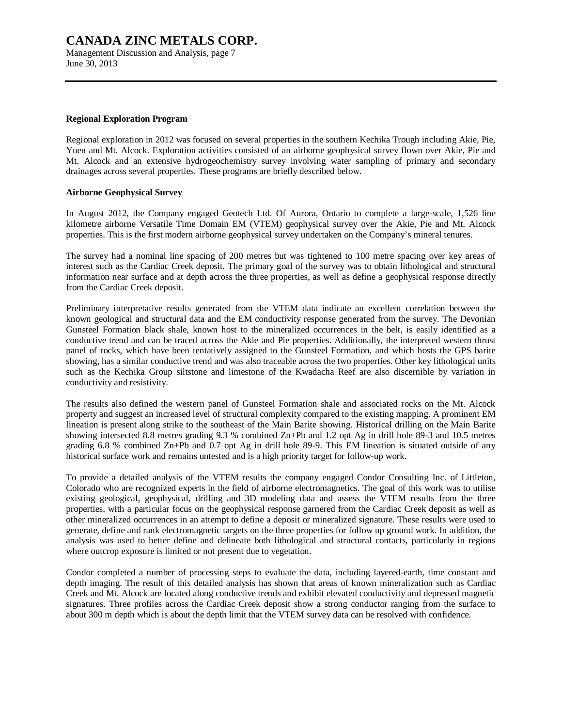**Regional Exploration Program**

Regional exploration in 2012 was focused on several properties in the southern Kechika Trough including Akie, Pie, Yuen and Mt. Alcock. Exploration activities consisted of an airborne geophysical survey flown over Akie, Pie and Mt. Alcock and an extensive hydrogeochemistry survey involving water sampling of primary and secondary drainages across several properties. These programs are briefly described below.

**Airborne Geophysical Survey**

In August 2012, the Company engaged Geotech Ltd. Of Aurora, Ontario to complete a large-scale, 1,526 line kilometre airborne Versatile Time Domain EM (VTEM) geophysical survey over the Akie, Pie and Mt. Alcock properties. This is the first modern airborne geophysical survey undertaken on the Company's mineral tenures.

The survey had a nominal line spacing of 200 metres but was tightened to 100 metre spacing over key areas of interest such as the Cardiac Creek deposit. The primary goal of the survey was to obtain lithological and structural information near surface and at depth across the three properties, as well as define a geophysical response directly from the Cardiac Creek deposit.

Preliminary interpretative results generated from the VTEM data indicate an excellent correlation between the known geological and structural data and the EM conductivity response generated from the survey. The Devonian Gunsteel Formation black shale, known host to the mineralized occurrences in the belt, is easily identified as a conductive trend and can be traced across the Akie and Pie properties. Additionally, the interpreted western thrust panel of rocks, which have been tentatively assigned to the Gunsteel Formation, and which hosts the GPS barite showing, has a similar conductive trend and was also traceable across the two properties. Other key lithological units such as the Kechika Group siltstone and limestone of the Kwadacha Reef are also discernible by variation in conductivity and resistivity.

The results also defined the western panel of Gunsteel Formation shale and associated rocks on the Mt. Alcock property and suggest an increased level of structural complexity compared to the existing mapping. A prominent EM lineation is present along strike to the southeast of the Main Barite showing. Historical drilling on the Main Barite showing intersected 8.8 metres grading 9.3 % combined Zn+Pb and 1.2 opt Ag in drill hole 89-3 and 10.5 metres grading 6.8 % combined Zn+Pb and 0.7 opt Ag in drill hole 89-9. This EM lineation is situated outside of any historical surface work and remains untested and is a high priority target for follow-up work.

To provide a detailed analysis of the VTEM results the company engaged Condor Consulting Inc. of Littleton, Colorado who are recognized experts in the field of airborne electromagnetics. The goal of this work was to utilise existing geological, geophysical, drilling and 3D modeling data and assess the VTEM results from the three properties, with a particular focus on the geophysical response garnered from the Cardiac Creek deposit as well as other mineralized occurrences in an attempt to define a deposit or mineralized signature. These results were used to generate, define and rank electromagnetic targets on the three properties for follow up ground work. In addition, the analysis was used to better define and delineate both lithological and structural contacts, particularly in regions where outcrop exposure is limited or not present due to vegetation.

Condor completed a number of processing steps to evaluate the data, including layered-earth, time constant and depth imaging. The result of this detailed analysis has shown that areas of known mineralization such as Cardiac Creek and Mt. Alcock are located along conductive trends and exhibit elevated conductivity and depressed magnetic signatures. Three profiles across the Cardiac Creek deposit show a strong conductor ranging from the surface to about 300 m depth which is about the depth limit that the VTEM survey data can be resolved with confidence.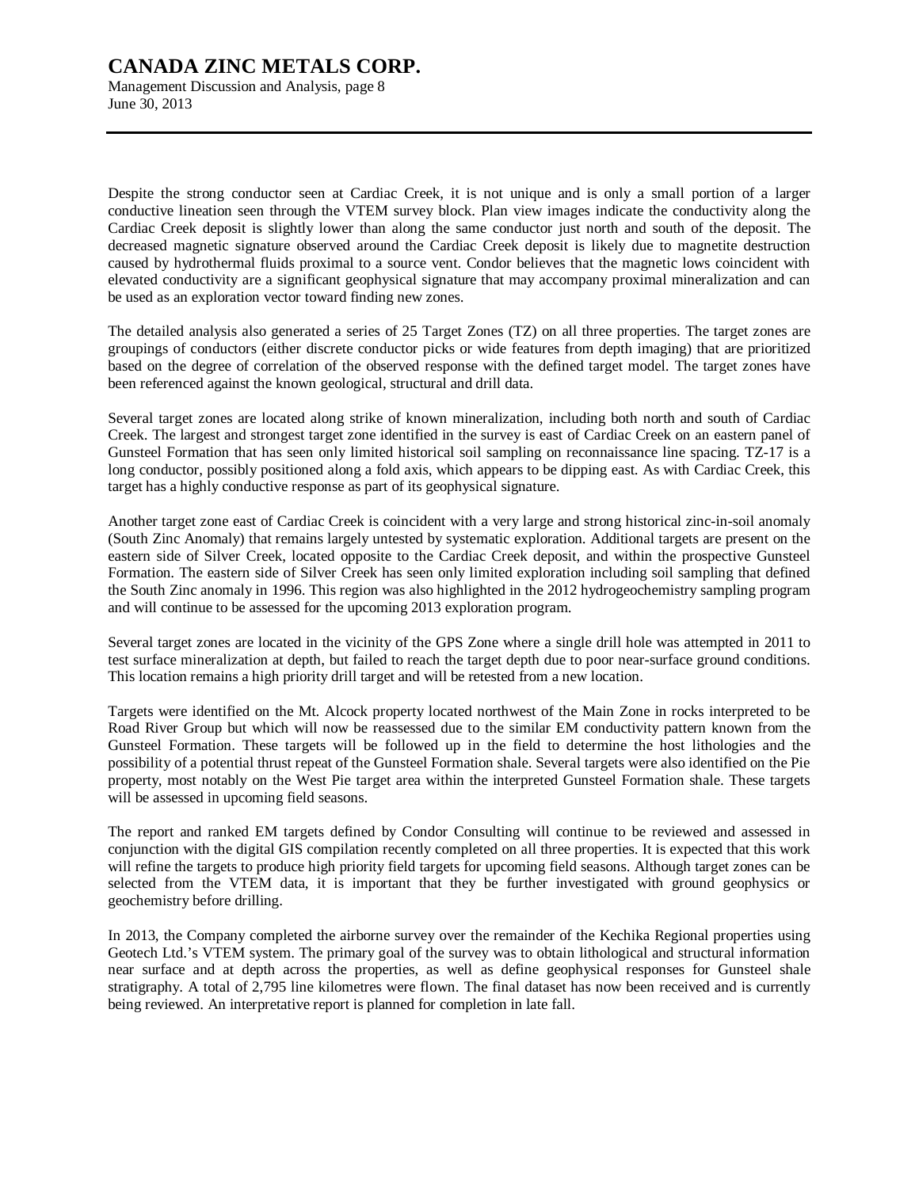Despite the strong conductor seen at Cardiac Creek, it is not unique and is only a small portion of a larger conductive lineation seen through the VTEM survey block. Plan view images indicate the conductivity along the Cardiac Creek deposit is slightly lower than along the same conductor just north and south of the deposit. The decreased magnetic signature observed around the Cardiac Creek deposit is likely due to magnetite destruction caused by hydrothermal fluids proximal to a source vent. Condor believes that the magnetic lows coincident with elevated conductivity are a significant geophysical signature that may accompany proximal mineralization and can be used as an exploration vector toward finding new zones.

The detailed analysis also generated a series of 25 Target Zones (TZ) on all three properties. The target zones are groupings of conductors (either discrete conductor picks or wide features from depth imaging) that are prioritized based on the degree of correlation of the observed response with the defined target model. The target zones have been referenced against the known geological, structural and drill data.

Several target zones are located along strike of known mineralization, including both north and south of Cardiac Creek. The largest and strongest target zone identified in the survey is east of Cardiac Creek on an eastern panel of Gunsteel Formation that has seen only limited historical soil sampling on reconnaissance line spacing. TZ-17 is a long conductor, possibly positioned along a fold axis, which appears to be dipping east. As with Cardiac Creek, this target has a highly conductive response as part of its geophysical signature.

Another target zone east of Cardiac Creek is coincident with a very large and strong historical zinc-in-soil anomaly (South Zinc Anomaly) that remains largely untested by systematic exploration. Additional targets are present on the eastern side of Silver Creek, located opposite to the Cardiac Creek deposit, and within the prospective Gunsteel Formation. The eastern side of Silver Creek has seen only limited exploration including soil sampling that defined the South Zinc anomaly in 1996. This region was also highlighted in the 2012 hydrogeochemistry sampling program and will continue to be assessed for the upcoming 2013 exploration program.

Several target zones are located in the vicinity of the GPS Zone where a single drill hole was attempted in 2011 to test surface mineralization at depth, but failed to reach the target depth due to poor near-surface ground conditions. This location remains a high priority drill target and will be retested from a new location.

Targets were identified on the Mt. Alcock property located northwest of the Main Zone in rocks interpreted to be Road River Group but which will now be reassessed due to the similar EM conductivity pattern known from the Gunsteel Formation. These targets will be followed up in the field to determine the host lithologies and the possibility of a potential thrust repeat of the Gunsteel Formation shale. Several targets were also identified on the Pie property, most notably on the West Pie target area within the interpreted Gunsteel Formation shale. These targets will be assessed in upcoming field seasons.

The report and ranked EM targets defined by Condor Consulting will continue to be reviewed and assessed in conjunction with the digital GIS compilation recently completed on all three properties. It is expected that this work will refine the targets to produce high priority field targets for upcoming field seasons. Although target zones can be selected from the VTEM data, it is important that they be further investigated with ground geophysics or geochemistry before drilling.

In 2013, the Company completed the airborne survey over the remainder of the Kechika Regional properties using Geotech Ltd.'s VTEM system. The primary goal of the survey was to obtain lithological and structural information near surface and at depth across the properties, as well as define geophysical responses for Gunsteel shale stratigraphy. A total of 2,795 line kilometres were flown. The final dataset has now been received and is currently being reviewed. An interpretative report is planned for completion in late fall.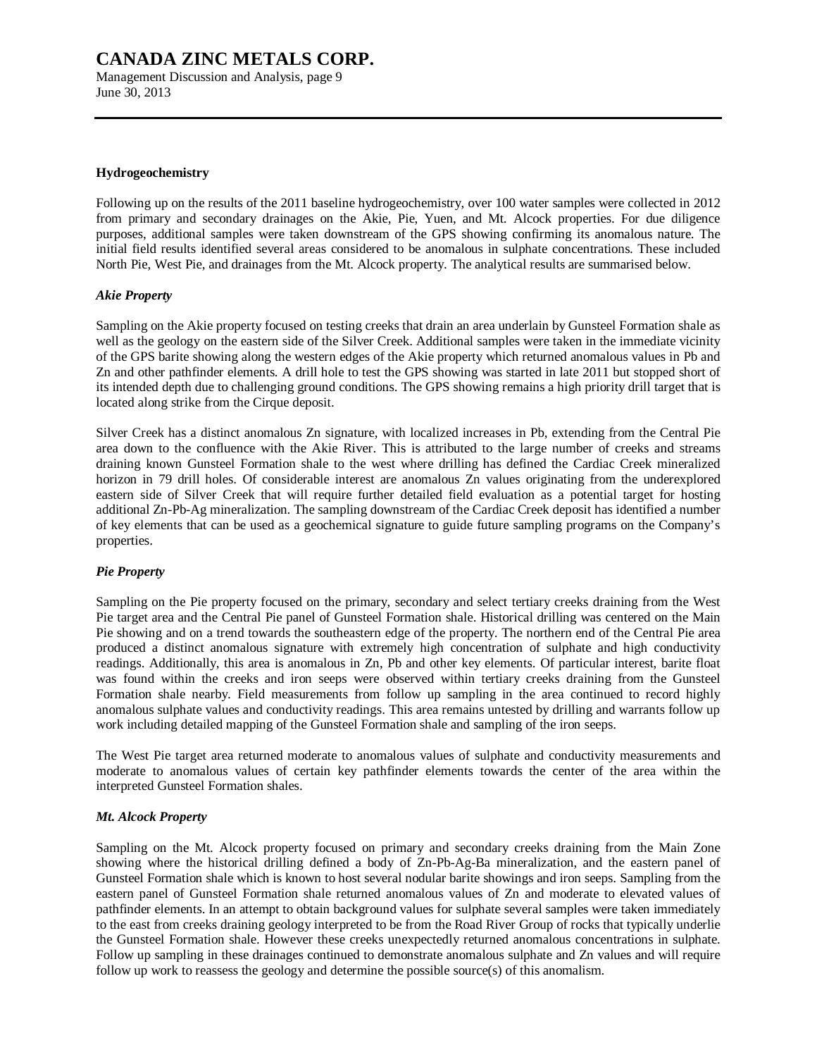## Hydrogeochemistry

Following up on the results of the 2011 baseline hydrogeochemistry, over 100 water samples were collected in 2012 from primary and secondary drainages on the Akie, Pie, Yuen, and Mt. Alcock properties. For due diligence purposes, additional samples were taken downstream of the GPS showing confirming its anomalous nature. The initial field results identified several areas considered to be anomalous in sulphate concentrations. These included North Pie, West Pie, and drainages from the Mt. Alcock property. The analytical results are summarised below.

### *Akie Property*

Sampling on the Akie property focused on testing creeks that drain an area underlain by Gunsteel Formation shale as well as the geology on the eastern side of the Silver Creek. Additional samples were taken in the immediate vicinity of the GPS barite showing along the western edges of the Akie property which returned anomalous values in Pb and Zn and other pathfinder elements. A drill hole to test the GPS showing was started in late 2011 but stopped short of its intended depth due to challenging ground conditions. The GPS showing remains a high priority drill target that is located along strike from the Cirque deposit.

Silver Creek has a distinct anomalous Zn signature, with localized increases in Pb, extending from the Central Pie area down to the confluence with the Akie River. This is attributed to the large number of creeks and streams draining known Gunsteel Formation shale to the west where drilling has defined the Cardiac Creek mineralized horizon in 79 drill holes. Of considerable interest are anomalous Zn values originating from the underexplored eastern side of Silver Creek that will require further detailed field evaluation as a potential target for hosting additional Zn-Pb-Ag mineralization. The sampling downstream of the Cardiac Creek deposit has identified a number of key elements that can be used as a geochemical signature to guide future sampling programs on the Company's properties.

### *Pie Property*

Sampling on the Pie property focused on the primary, secondary and select tertiary creeks draining from the West Pie target area and the Central Pie panel of Gunsteel Formation shale. Historical drilling was centered on the Main Pie showing and on a trend towards the southeastern edge of the property. The northern end of the Central Pie area produced a distinct anomalous signature with extremely high concentration of sulphate and high conductivity readings. Additionally, this area is anomalous in Zn, Pb and other key elements. Of particular interest, barite float was found within the creeks and iron seeps were observed within tertiary creeks draining from the Gunsteel Formation shale nearby. Field measurements from follow up sampling in the area continued to record highly anomalous sulphate values and conductivity readings. This area remains untested by drilling and warrants follow up work including detailed mapping of the Gunsteel Formation shale and sampling of the iron seeps.

The West Pie target area returned moderate to anomalous values of sulphate and conductivity measurements and moderate to anomalous values of certain key pathfinder elements towards the center of the area within the interpreted Gunsteel Formation shales.

### *Mt. Alcock Property*

Sampling on the Mt. Alcock property focused on primary and secondary creeks draining from the Main Zone showing where the historical drilling defined a body of Zn-Pb-Ag-Ba mineralization, and the eastern panel of Gunsteel Formation shale which is known to host several nodular barite showings and iron seeps. Sampling from the eastern panel of Gunsteel Formation shale returned anomalous values of Zn and moderate to elevated values of pathfinder elements. In an attempt to obtain background values for sulphate several samples were taken immediately to the east from creeks draining geology interpreted to be from the Road River Group of rocks that typically underlie the Gunsteel Formation shale. However these creeks unexpectedly returned anomalous concentrations in sulphate. Follow up sampling in these drainages continued to demonstrate anomalous sulphate and Zn values and will require follow up work to reassess the geology and determine the possible source(s) of this anomalism.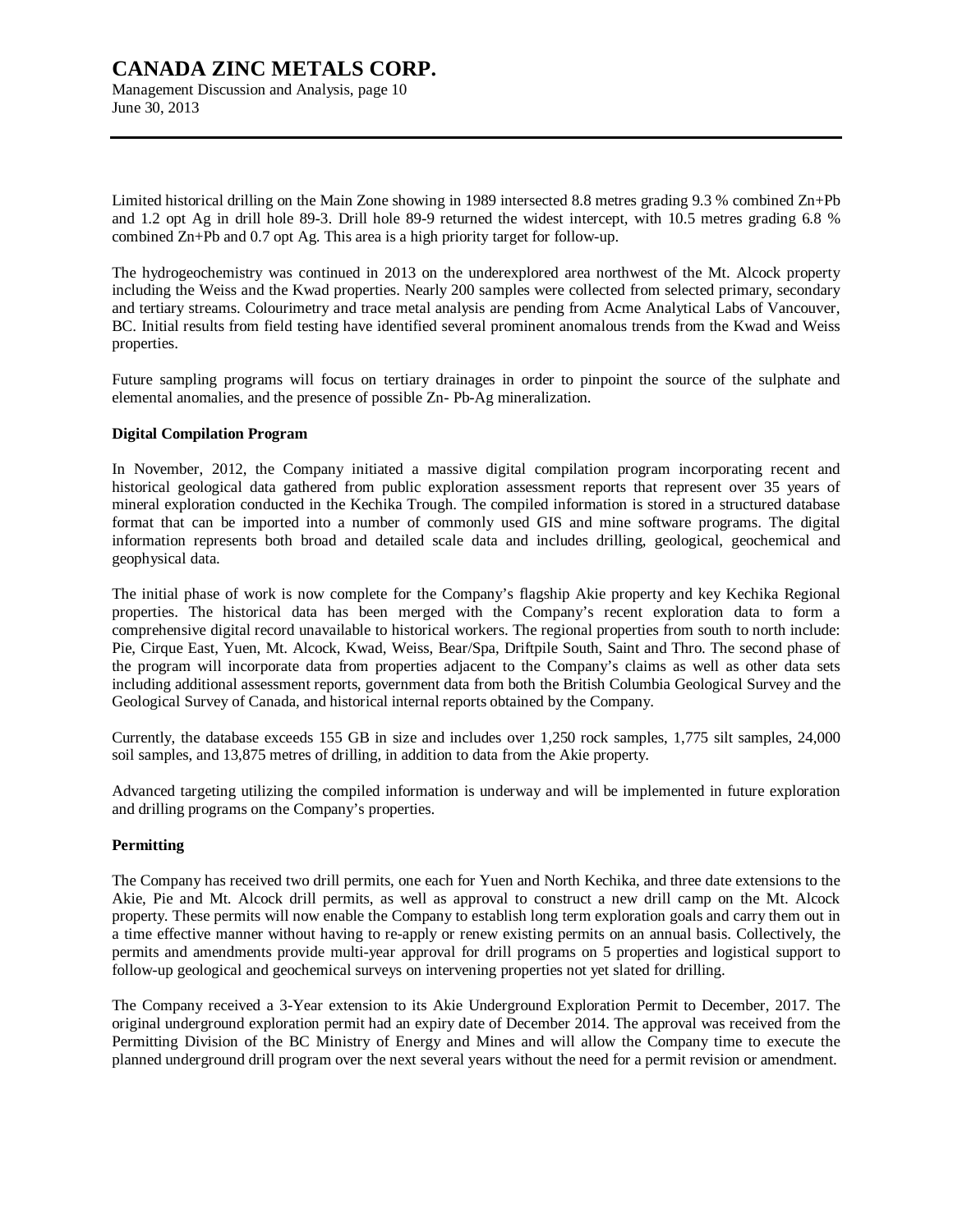Limited historical drilling on the Main Zone showing in 1989 intersected 8.8 metres grading 9.3 % combined Zn+Pb and 1.2 opt Ag in drill hole 89-3. Drill hole 89-9 returned the widest intercept, with 10.5 metres grading 6.8 % combined Zn+Pb and 0.7 opt Ag. This area is a high priority target for follow-up.

The hydrogeochemistry was continued in 2013 on the underexplored area northwest of the Mt. Alcock property including the Weiss and the Kwad properties. Nearly 200 samples were collected from selected primary, secondary and tertiary streams. Colourimetry and trace metal analysis are pending from Acme Analytical Labs of Vancouver, BC. Initial results from field testing have identified several prominent anomalous trends from the Kwad and Weiss properties.

Future sampling programs will focus on tertiary drainages in order to pinpoint the source of the sulphate and elemental anomalies, and the presence of possible Zn- Pb-Ag mineralization.

**Digital Compilation Program**

In November, 2012, the Company initiated a massive digital compilation program incorporating recent and historical geological data gathered from public exploration assessment reports that represent over 35 years of mineral exploration conducted in the Kechika Trough. The compiled information is stored in a structured database format that can be imported into a number of commonly used GIS and mine software programs. The digital information represents both broad and detailed scale data and includes drilling, geological, geochemical and geophysical data.

The initial phase of work is now complete for the Company's flagship Akie property and key Kechika Regional properties. The historical data has been merged with the Company's recent exploration data to form a comprehensive digital record unavailable to historical workers. The regional properties from south to north include: Pie, Cirque East, Yuen, Mt. Alcock, Kwad, Weiss, Bear/Spa, Driftpile South, Saint and Thro. The second phase of the program will incorporate data from properties adjacent to the Company's claims as well as other data sets including additional assessment reports, government data from both the British Columbia Geological Survey and the Geological Survey of Canada, and historical internal reports obtained by the Company.

Currently, the database exceeds 155 GB in size and includes over 1,250 rock samples, 1,775 silt samples, 24,000 soil samples, and 13,875 metres of drilling, in addition to data from the Akie property.

Advanced targeting utilizing the compiled information is underway and will be implemented in future exploration and drilling programs on the Company's properties.

**Permitting**

The Company has received two drill permits, one each for Yuen and North Kechika, and three date extensions to the Akie, Pie and Mt. Alcock drill permits, as well as approval to construct a new drill camp on the Mt. Alcock property. These permits will now enable the Company to establish long term exploration goals and carry them out in a time effective manner without having to re-apply or renew existing permits on an annual basis. Collectively, the permits and amendments provide multi-year approval for drill programs on 5 properties and logistical support to follow-up geological and geochemical surveys on intervening properties not yet slated for drilling.

The Company received a 3-Year extension to its Akie Underground Exploration Permit to December, 2017. The original underground exploration permit had an expiry date of December 2014. The approval was received from the Permitting Division of the BC Ministry of Energy and Mines and will allow the Company time to execute the planned underground drill program over the next several years without the need for a permit revision or amendment.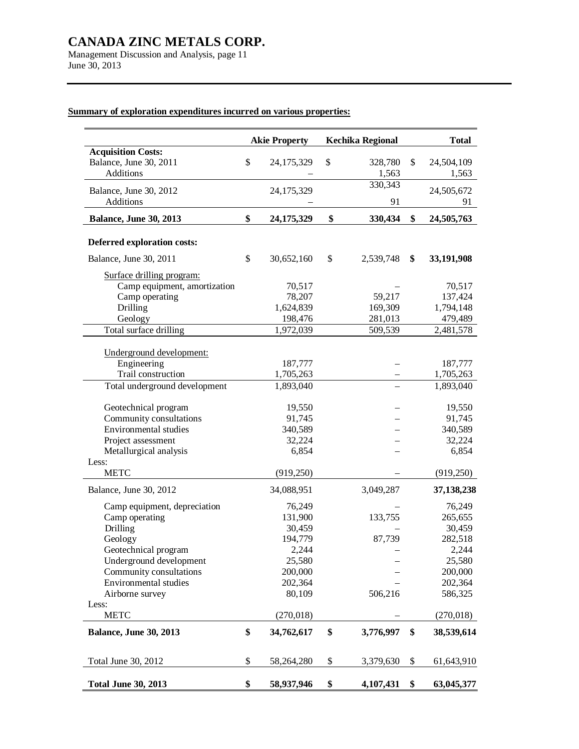### Summary of exploration expenditures incurred on various properties:

| | Akie Property | Kechika Regional | Total |
|---|---|---|---|
| **Acquisition Costs:** | | | |
| Balance, June 30, 2011 | $ 24,175,329 | $ 328,780 | $ 24,504,109 |
| Additions | – | 1,563 | 1,563 |
| Balance, June 30, 2012 | 24,175,329 | 330,343 | 24,505,672 |
| Additions | – | 91 | 91 |
| **Balance, June 30, 2013** | **$ 24,175,329** | **$ 330,434** | **$ 24,505,763** |
| | | | |
| **Deferred exploration costs:** | | | |
| Balance, June 30, 2011 | $ 30,652,160 | $ 2,539,748 | **$ 33,191,908** |
| Surface drilling program: | | | |
| Camp equipment, amortization | 70,517 | – | 70,517 |
| Camp operating | 78,207 | 59,217 | 137,424 |
| Drilling | 1,624,839 | 169,309 | 1,794,148 |
| Geology | 198,476 | 281,013 | 479,489 |
| Total surface drilling | 1,972,039 | 509,539 | 2,481,578 |
| Underground development: | | | |
| Engineering | 187,777 | – | 187,777 |
| Trail construction | 1,705,263 | – | 1,705,263 |
| Total underground development | 1,893,040 | – | 1,893,040 |
| Geotechnical program | 19,550 | – | 19,550 |
| Community consultations | 91,745 | – | 91,745 |
| Environmental studies | 340,589 | – | 340,589 |
| Project assessment | 32,224 | – | 32,224 |
| Metallurgical analysis | 6,854 | – | 6,854 |
| Less: | | | |
| METC | (919,250) | – | (919,250) |
| Balance, June 30, 2012 | 34,088,951 | 3,049,287 | **37,138,238** |
| Camp equipment, depreciation | 76,249 | – | 76,249 |
| Camp operating | 131,900 | 133,755 | 265,655 |
| Drilling | 30,459 | – | 30,459 |
| Geology | 194,779 | 87,739 | 282,518 |
| Geotechnical program | 2,244 | – | 2,244 |
| Underground development | 25,580 | – | 25,580 |
| Community consultations | 200,000 | – | 200,000 |
| Environmental studies | 202,364 | – | 202,364 |
| Airborne survey | 80,109 | 506,216 | 586,325 |
| Less: | | | |
| METC | (270,018) | – | (270,018) |
| **Balance, June 30, 2013** | **$ 34,762,617** | **$ 3,776,997** | **$ 38,539,614** |
| | | | |
| Total June 30, 2012 | $ 58,264,280 | $ 3,379,630 | $ 61,643,910 |
| **Total June 30, 2013** | **$ 58,937,946** | **$ 4,107,431** | **$ 63,045,377** |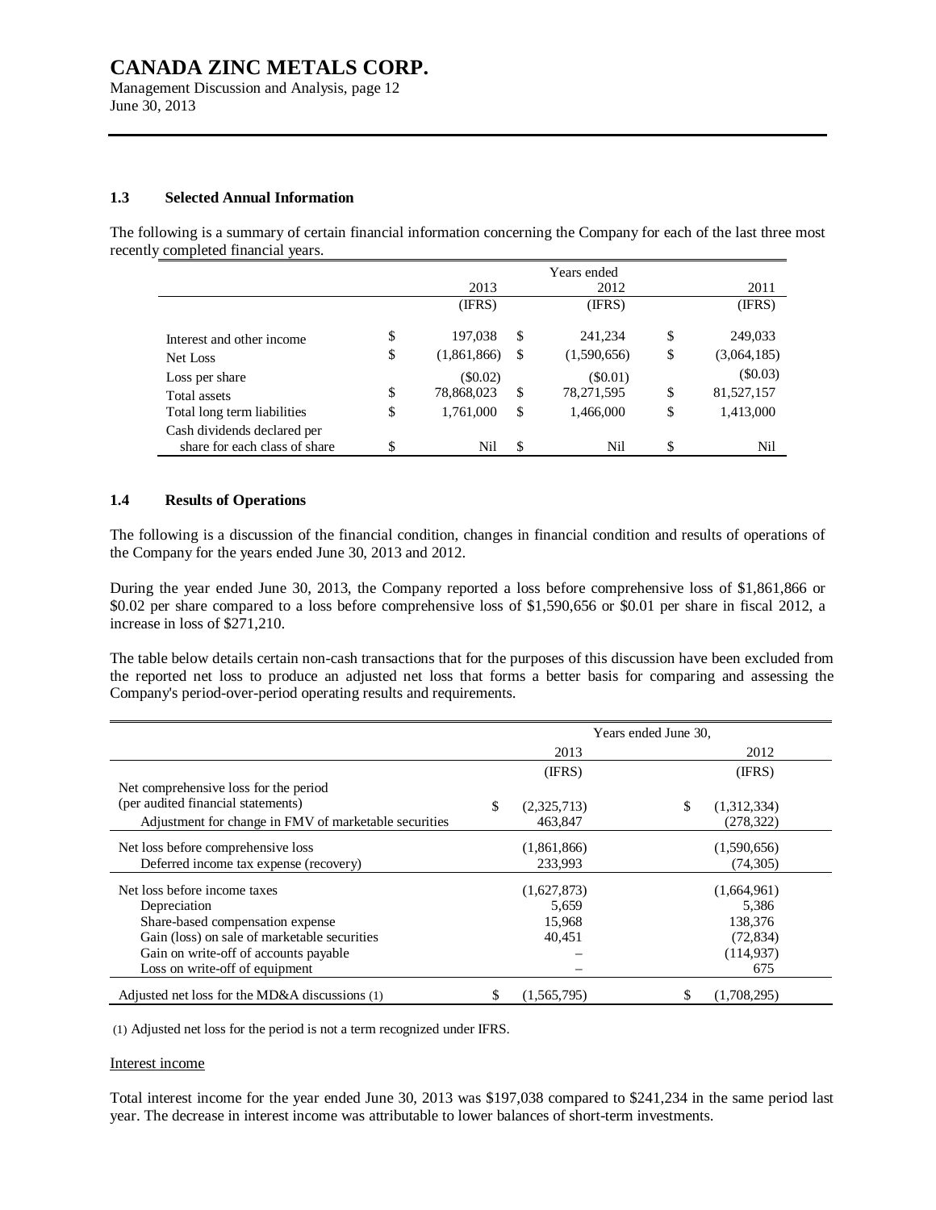### 1.3 Selected Annual Information

The following is a summary of certain financial information concerning the Company for each of the last three most recently completed financial years.

| | Years ended 2013 | 2012 | 2011 |
|---|---|---|---|
| | (IFRS) | (IFRS) | (IFRS) |
| Interest and other income | $ 197,038 | $ 241,234 | $ 249,033 |
| Net Loss | $ (1,861,866) | $ (1,590,656) | $ (3,064,185) |
| Loss per share | ($0.02) | ($0.01) | ($0.03) |
| Total assets | $ 78,868,023 | $ 78,271,595 | $ 81,527,157 |
| Total long term liabilities | $ 1,761,000 | $ 1,466,000 | $ 1,413,000 |
| Cash dividends declared per share for each class of share | $ Nil | $ Nil | $ Nil |

### 1.4 Results of Operations

The following is a discussion of the financial condition, changes in financial condition and results of operations of the Company for the years ended June 30, 2013 and 2012.

During the year ended June 30, 2013, the Company reported a loss before comprehensive loss of $1,861,866 or $0.02 per share compared to a loss before comprehensive loss of $1,590,656 or $0.01 per share in fiscal 2012, a increase in loss of $271,210.

The table below details certain non-cash transactions that for the purposes of this discussion have been excluded from the reported net loss to produce an adjusted net loss that forms a better basis for comparing and assessing the Company's period-over-period operating results and requirements.

| | Years ended June 30, 2013 | 2012 |
|---|---|---|
| | (IFRS) | (IFRS) |
| Net comprehensive loss for the period (per audited financial statements) | $ (2,325,713) | $ (1,312,334) |
| Adjustment for change in FMV of marketable securities | 463,847 | (278,322) |
| Net loss before comprehensive loss | (1,861,866) | (1,590,656) |
| Deferred income tax expense (recovery) | 233,993 | (74,305) |
| Net loss before income taxes | (1,627,873) | (1,664,961) |
| Depreciation | 5,659 | 5,386 |
| Share-based compensation expense | 15,968 | 138,376 |
| Gain (loss) on sale of marketable securities | 40,451 | (72,834) |
| Gain on write-off of accounts payable | – | (114,937) |
| Loss on write-off of equipment | – | 675 |
| Adjusted net loss for the MD&A discussions (1) | $ (1,565,795) | $ (1,708,295) |

(1) Adjusted net loss for the period is not a term recognized under IFRS.

Interest income

Total interest income for the year ended June 30, 2013 was $197,038 compared to $241,234 in the same period last year. The decrease in interest income was attributable to lower balances of short-term investments.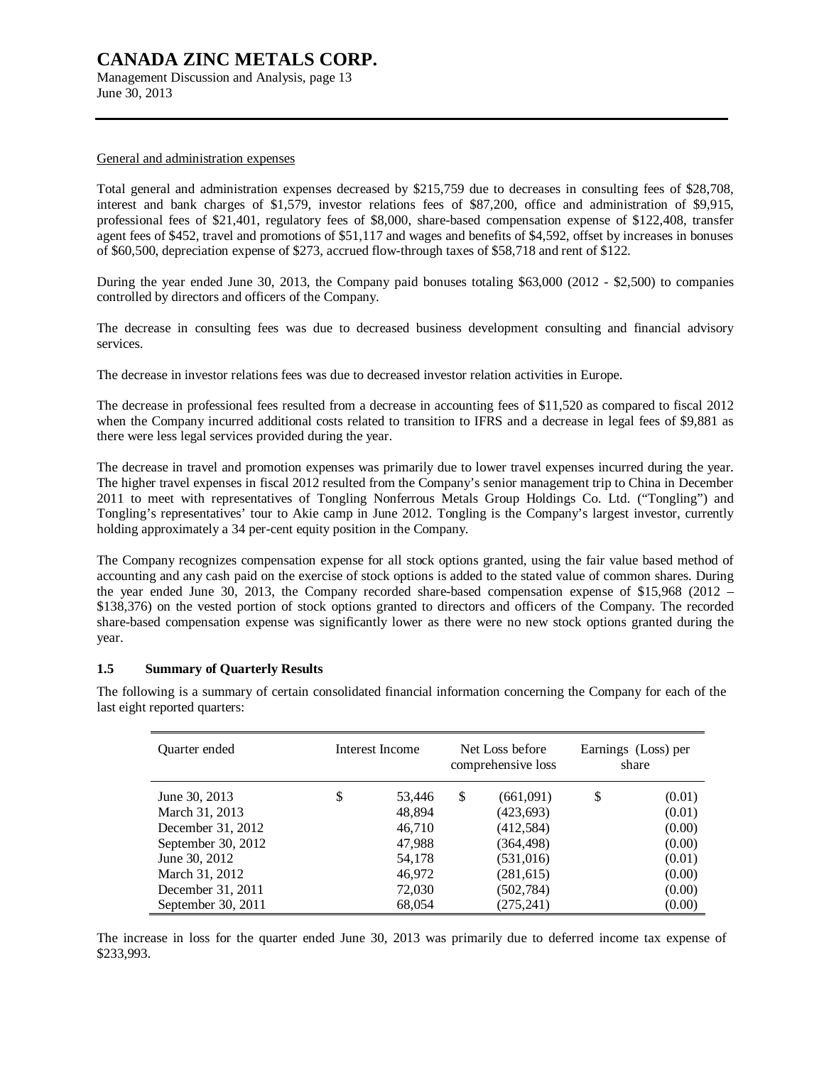#### General and administration expenses

Total general and administration expenses decreased by $215,759 due to decreases in consulting fees of $28,708, interest and bank charges of $1,579, investor relations fees of $87,200, office and administration of $9,915, professional fees of $21,401, regulatory fees of $8,000, share-based compensation expense of $122,408, transfer agent fees of $452, travel and promotions of $51,117 and wages and benefits of $4,592, offset by increases in bonuses of $60,500, depreciation expense of $273, accrued flow-through taxes of $58,718 and rent of $122.

During the year ended June 30, 2013, the Company paid bonuses totaling $63,000 (2012 - $2,500) to companies controlled by directors and officers of the Company.

The decrease in consulting fees was due to decreased business development consulting and financial advisory services.

The decrease in investor relations fees was due to decreased investor relation activities in Europe.

The decrease in professional fees resulted from a decrease in accounting fees of $11,520 as compared to fiscal 2012 when the Company incurred additional costs related to transition to IFRS and a decrease in legal fees of $9,881 as there were less legal services provided during the year.

The decrease in travel and promotion expenses was primarily due to lower travel expenses incurred during the year. The higher travel expenses in fiscal 2012 resulted from the Company's senior management trip to China in December 2011 to meet with representatives of Tongling Nonferrous Metals Group Holdings Co. Ltd. ("Tongling") and Tongling's representatives' tour to Akie camp in June 2012. Tongling is the Company's largest investor, currently holding approximately a 34 per-cent equity position in the Company.

The Company recognizes compensation expense for all stock options granted, using the fair value based method of accounting and any cash paid on the exercise of stock options is added to the stated value of common shares. During the year ended June 30, 2013, the Company recorded share-based compensation expense of $15,968 (2012 – $138,376) on the vested portion of stock options granted to directors and officers of the Company. The recorded share-based compensation expense was significantly lower as there were no new stock options granted during the year.

## 1.5 Summary of Quarterly Results

The following is a summary of certain consolidated financial information concerning the Company for each of the last eight reported quarters:

| Quarter ended | Interest Income | Net Loss before comprehensive loss | Earnings (Loss) per share |
|---|---|---|---|
| June 30, 2013 | $ 53,446 | $ (661,091) | $ (0.01) |
| March 31, 2013 | 48,894 | (423,693) | (0.01) |
| December 31, 2012 | 46,710 | (412,584) | (0.00) |
| September 30, 2012 | 47,988 | (364,498) | (0.00) |
| June 30, 2012 | 54,178 | (531,016) | (0.01) |
| March 31, 2012 | 46,972 | (281,615) | (0.00) |
| December 31, 2011 | 72,030 | (502,784) | (0.00) |
| September 30, 2011 | 68,054 | (275,241) | (0.00) |

The increase in loss for the quarter ended June 30, 2013 was primarily due to deferred income tax expense of $233,993.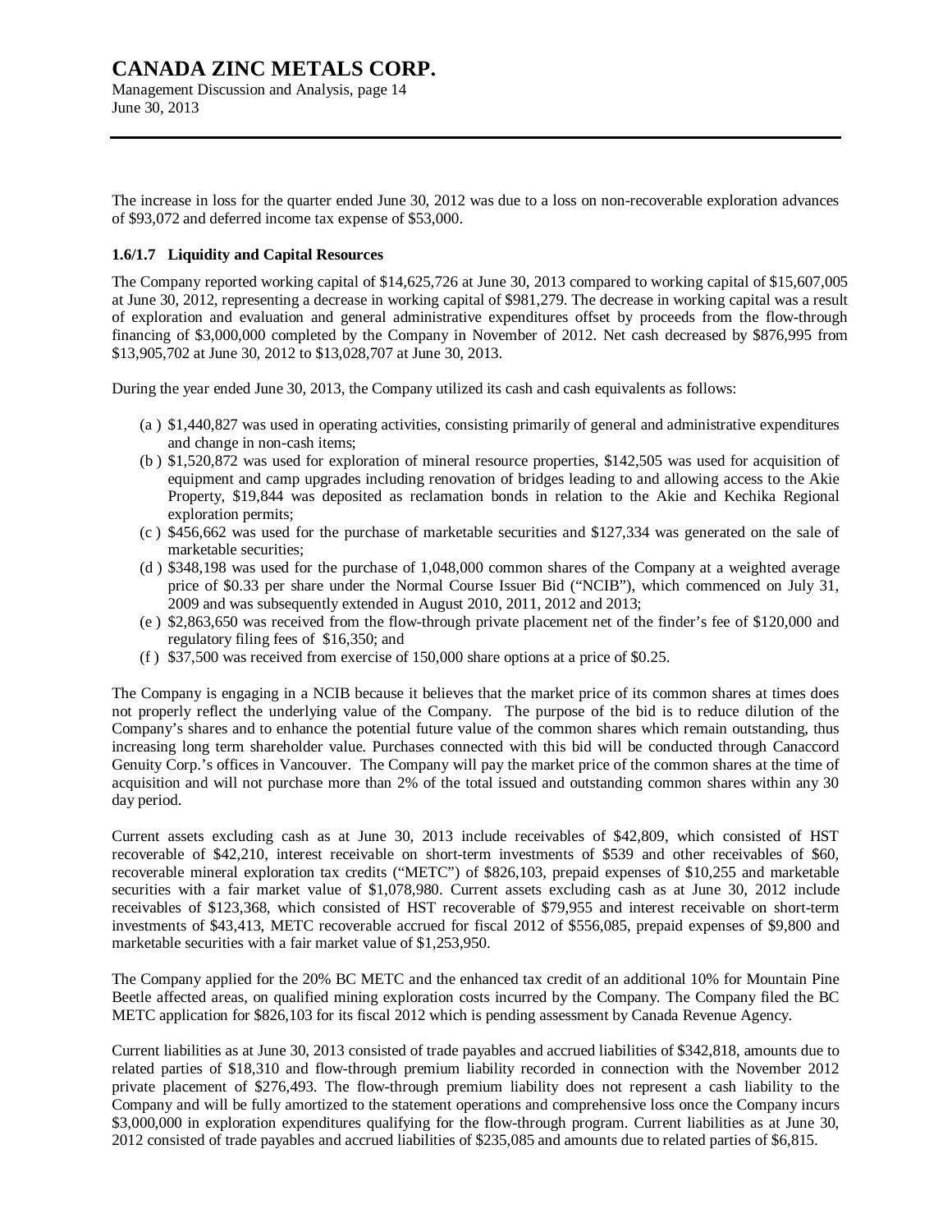The increase in loss for the quarter ended June 30, 2012 was due to a loss on non-recoverable exploration advances of $93,072 and deferred income tax expense of $53,000.

### 1.6/1.7 Liquidity and Capital Resources

The Company reported working capital of $14,625,726 at June 30, 2013 compared to working capital of $15,607,005 at June 30, 2012, representing a decrease in working capital of $981,279. The decrease in working capital was a result of exploration and evaluation and general administrative expenditures offset by proceeds from the flow-through financing of $3,000,000 completed by the Company in November of 2012. Net cash decreased by $876,995 from $13,905,702 at June 30, 2012 to $13,028,707 at June 30, 2013.

During the year ended June 30, 2013, the Company utilized its cash and cash equivalents as follows:

(a ) $1,440,827 was used in operating activities, consisting primarily of general and administrative expenditures and change in non-cash items;

(b ) $1,520,872 was used for exploration of mineral resource properties, $142,505 was used for acquisition of equipment and camp upgrades including renovation of bridges leading to and allowing access to the Akie Property, $19,844 was deposited as reclamation bonds in relation to the Akie and Kechika Regional exploration permits;

(c ) $456,662 was used for the purchase of marketable securities and $127,334 was generated on the sale of marketable securities;

(d ) $348,198 was used for the purchase of 1,048,000 common shares of the Company at a weighted average price of $0.33 per share under the Normal Course Issuer Bid ("NCIB"), which commenced on July 31, 2009 and was subsequently extended in August 2010, 2011, 2012 and 2013;

(e ) $2,863,650 was received from the flow-through private placement net of the finder's fee of $120,000 and regulatory filing fees of $16,350; and

(f ) $37,500 was received from exercise of 150,000 share options at a price of $0.25.

The Company is engaging in a NCIB because it believes that the market price of its common shares at times does not properly reflect the underlying value of the Company. The purpose of the bid is to reduce dilution of the Company's shares and to enhance the potential future value of the common shares which remain outstanding, thus increasing long term shareholder value. Purchases connected with this bid will be conducted through Canaccord Genuity Corp.'s offices in Vancouver. The Company will pay the market price of the common shares at the time of acquisition and will not purchase more than 2% of the total issued and outstanding common shares within any 30 day period.

Current assets excluding cash as at June 30, 2013 include receivables of $42,809, which consisted of HST recoverable of $42,210, interest receivable on short-term investments of $539 and other receivables of $60, recoverable mineral exploration tax credits ("METC") of $826,103, prepaid expenses of $10,255 and marketable securities with a fair market value of $1,078,980. Current assets excluding cash as at June 30, 2012 include receivables of $123,368, which consisted of HST recoverable of $79,955 and interest receivable on short-term investments of $43,413, METC recoverable accrued for fiscal 2012 of $556,085, prepaid expenses of $9,800 and marketable securities with a fair market value of $1,253,950.

The Company applied for the 20% BC METC and the enhanced tax credit of an additional 10% for Mountain Pine Beetle affected areas, on qualified mining exploration costs incurred by the Company. The Company filed the BC METC application for $826,103 for its fiscal 2012 which is pending assessment by Canada Revenue Agency.

Current liabilities as at June 30, 2013 consisted of trade payables and accrued liabilities of $342,818, amounts due to related parties of $18,310 and flow-through premium liability recorded in connection with the November 2012 private placement of $276,493. The flow-through premium liability does not represent a cash liability to the Company and will be fully amortized to the statement operations and comprehensive loss once the Company incurs $3,000,000 in exploration expenditures qualifying for the flow-through program. Current liabilities as at June 30, 2012 consisted of trade payables and accrued liabilities of $235,085 and amounts due to related parties of $6,815.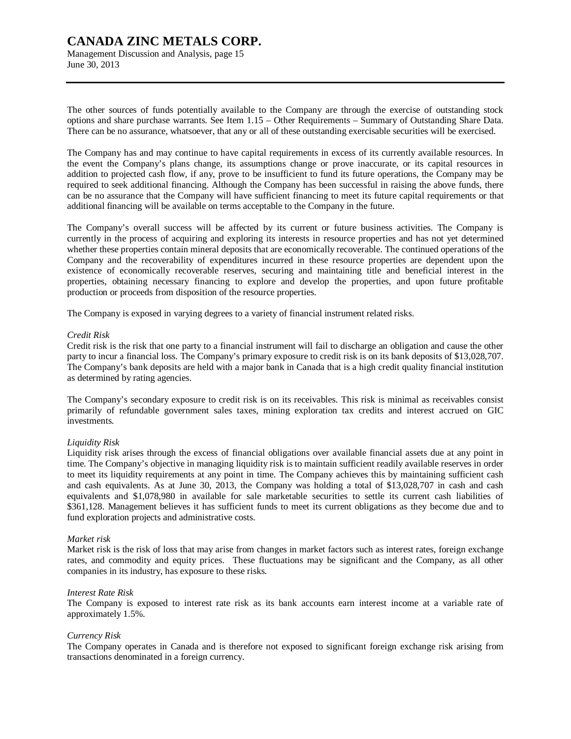The other sources of funds potentially available to the Company are through the exercise of outstanding stock options and share purchase warrants. See Item 1.15 – Other Requirements – Summary of Outstanding Share Data. There can be no assurance, whatsoever, that any or all of these outstanding exercisable securities will be exercised.

The Company has and may continue to have capital requirements in excess of its currently available resources. In the event the Company's plans change, its assumptions change or prove inaccurate, or its capital resources in addition to projected cash flow, if any, prove to be insufficient to fund its future operations, the Company may be required to seek additional financing. Although the Company has been successful in raising the above funds, there can be no assurance that the Company will have sufficient financing to meet its future capital requirements or that additional financing will be available on terms acceptable to the Company in the future.

The Company's overall success will be affected by its current or future business activities. The Company is currently in the process of acquiring and exploring its interests in resource properties and has not yet determined whether these properties contain mineral deposits that are economically recoverable. The continued operations of the Company and the recoverability of expenditures incurred in these resource properties are dependent upon the existence of economically recoverable reserves, securing and maintaining title and beneficial interest in the properties, obtaining necessary financing to explore and develop the properties, and upon future profitable production or proceeds from disposition of the resource properties.

The Company is exposed in varying degrees to a variety of financial instrument related risks.

*Credit Risk*
Credit risk is the risk that one party to a financial instrument will fail to discharge an obligation and cause the other party to incur a financial loss. The Company's primary exposure to credit risk is on its bank deposits of $13,028,707. The Company's bank deposits are held with a major bank in Canada that is a high credit quality financial institution as determined by rating agencies.

The Company's secondary exposure to credit risk is on its receivables. This risk is minimal as receivables consist primarily of refundable government sales taxes, mining exploration tax credits and interest accrued on GIC investments.

*Liquidity Risk*
Liquidity risk arises through the excess of financial obligations over available financial assets due at any point in time. The Company's objective in managing liquidity risk is to maintain sufficient readily available reserves in order to meet its liquidity requirements at any point in time. The Company achieves this by maintaining sufficient cash and cash equivalents. As at June 30, 2013, the Company was holding a total of $13,028,707 in cash and cash equivalents and $1,078,980 in available for sale marketable securities to settle its current cash liabilities of $361,128. Management believes it has sufficient funds to meet its current obligations as they become due and to fund exploration projects and administrative costs.

*Market risk*
Market risk is the risk of loss that may arise from changes in market factors such as interest rates, foreign exchange rates, and commodity and equity prices. These fluctuations may be significant and the Company, as all other companies in its industry, has exposure to these risks.

*Interest Rate Risk*
The Company is exposed to interest rate risk as its bank accounts earn interest income at a variable rate of approximately 1.5%.

*Currency Risk*
The Company operates in Canada and is therefore not exposed to significant foreign exchange risk arising from transactions denominated in a foreign currency.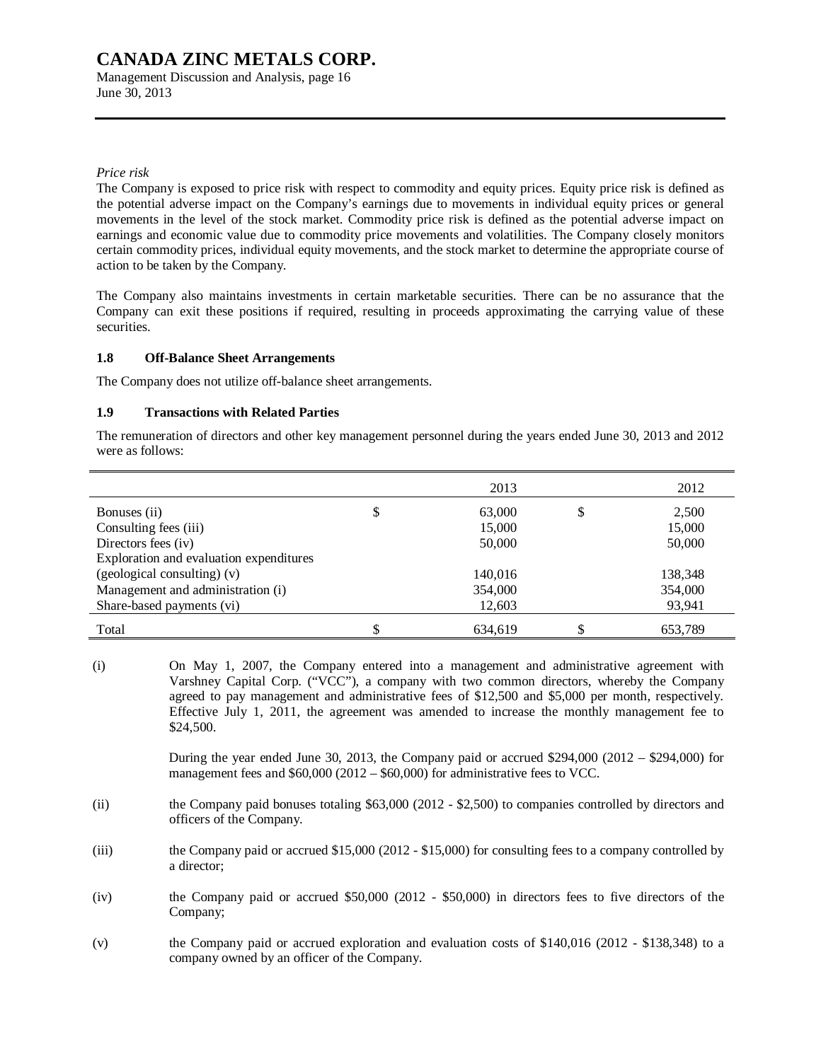*Price risk*

The Company is exposed to price risk with respect to commodity and equity prices. Equity price risk is defined as the potential adverse impact on the Company's earnings due to movements in individual equity prices or general movements in the level of the stock market. Commodity price risk is defined as the potential adverse impact on earnings and economic value due to commodity price movements and volatilities. The Company closely monitors certain commodity prices, individual equity movements, and the stock market to determine the appropriate course of action to be taken by the Company.

The Company also maintains investments in certain marketable securities. There can be no assurance that the Company can exit these positions if required, resulting in proceeds approximating the carrying value of these securities.

### 1.8 Off-Balance Sheet Arrangements

The Company does not utilize off-balance sheet arrangements.

### 1.9 Transactions with Related Parties

The remuneration of directors and other key management personnel during the years ended June 30, 2013 and 2012 were as follows:

| | | 2013 | | 2012 |
|---|---|---|---|---|
| Bonuses (ii) | $ | 63,000 | $ | 2,500 |
| Consulting fees (iii) | | 15,000 | | 15,000 |
| Directors fees (iv) | | 50,000 | | 50,000 |
| Exploration and evaluation expenditures (geological consulting) (v) | | 140,016 | | 138,348 |
| Management and administration (i) | | 354,000 | | 354,000 |
| Share-based payments (vi) | | 12,603 | | 93,941 |
| Total | $ | 634,619 | $ | 653,789 |

(i) On May 1, 2007, the Company entered into a management and administrative agreement with Varshney Capital Corp. ("VCC"), a company with two common directors, whereby the Company agreed to pay management and administrative fees of $12,500 and $5,000 per month, respectively. Effective July 1, 2011, the agreement was amended to increase the monthly management fee to $24,500.

During the year ended June 30, 2013, the Company paid or accrued $294,000 (2012 – $294,000) for management fees and $60,000 (2012 – $60,000) for administrative fees to VCC.

(ii) the Company paid bonuses totaling $63,000 (2012 - $2,500) to companies controlled by directors and officers of the Company.

(iii) the Company paid or accrued $15,000 (2012 - $15,000) for consulting fees to a company controlled by a director;

(iv) the Company paid or accrued $50,000 (2012 - $50,000) in directors fees to five directors of the Company;

(v) the Company paid or accrued exploration and evaluation costs of $140,016 (2012 - $138,348) to a company owned by an officer of the Company.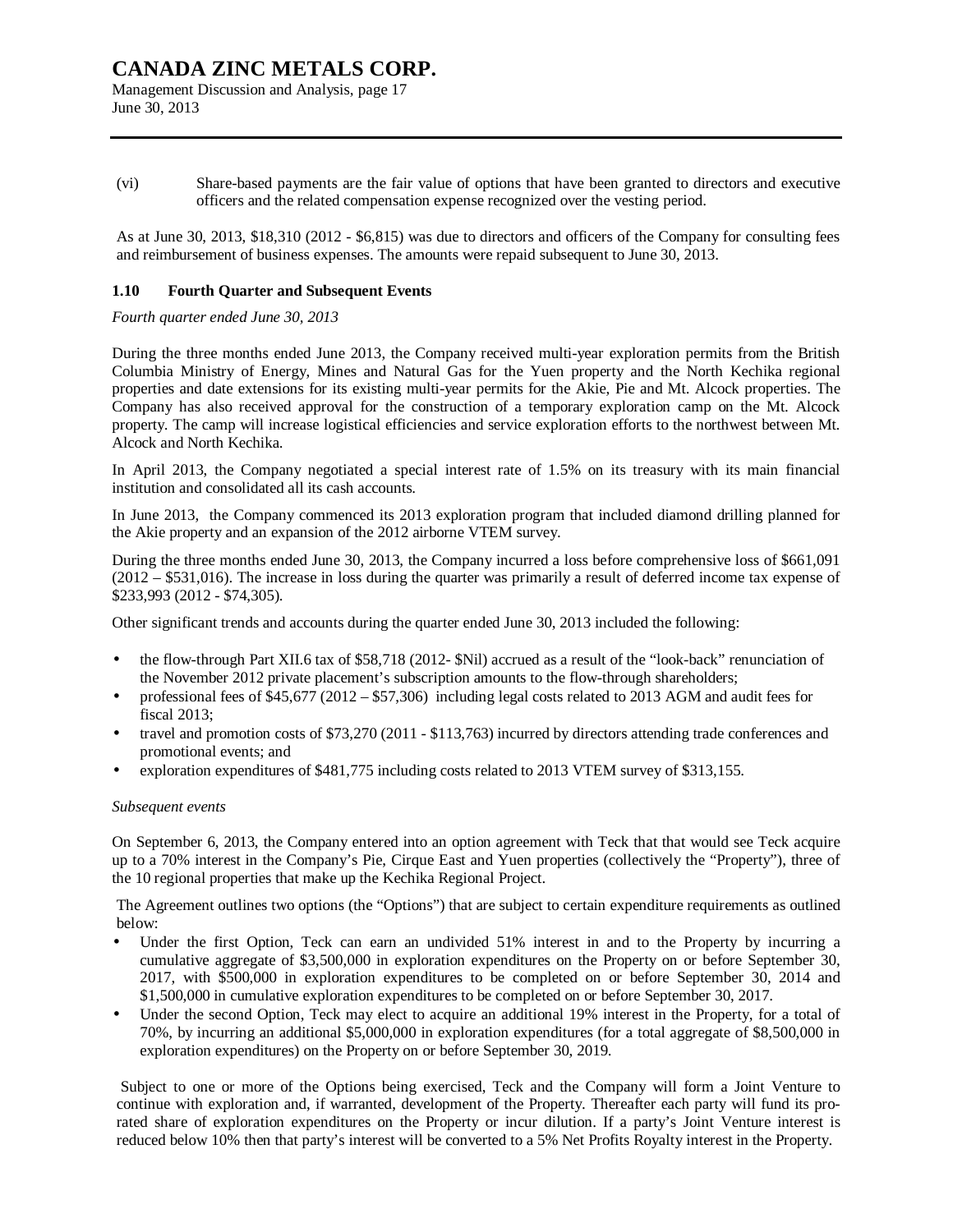(vi) Share-based payments are the fair value of options that have been granted to directors and executive officers and the related compensation expense recognized over the vesting period.

As at June 30, 2013, $18,310 (2012 - $6,815) was due to directors and officers of the Company for consulting fees and reimbursement of business expenses. The amounts were repaid subsequent to June 30, 2013.

### 1.10 Fourth Quarter and Subsequent Events

*Fourth quarter ended June 30, 2013*

During the three months ended June 2013, the Company received multi-year exploration permits from the British Columbia Ministry of Energy, Mines and Natural Gas for the Yuen property and the North Kechika regional properties and date extensions for its existing multi-year permits for the Akie, Pie and Mt. Alcock properties. The Company has also received approval for the construction of a temporary exploration camp on the Mt. Alcock property. The camp will increase logistical efficiencies and service exploration efforts to the northwest between Mt. Alcock and North Kechika.

In April 2013, the Company negotiated a special interest rate of 1.5% on its treasury with its main financial institution and consolidated all its cash accounts.

In June 2013, the Company commenced its 2013 exploration program that included diamond drilling planned for the Akie property and an expansion of the 2012 airborne VTEM survey.

During the three months ended June 30, 2013, the Company incurred a loss before comprehensive loss of $661,091 (2012 – $531,016). The increase in loss during the quarter was primarily a result of deferred income tax expense of $233,993 (2012 - $74,305).

Other significant trends and accounts during the quarter ended June 30, 2013 included the following:

- the flow-through Part XII.6 tax of $58,718 (2012- $Nil) accrued as a result of the "look-back" renunciation of the November 2012 private placement's subscription amounts to the flow-through shareholders;
- professional fees of $45,677 (2012 – $57,306) including legal costs related to 2013 AGM and audit fees for fiscal 2013;
- travel and promotion costs of $73,270 (2011 - $113,763) incurred by directors attending trade conferences and promotional events; and
- exploration expenditures of $481,775 including costs related to 2013 VTEM survey of $313,155.

*Subsequent events*

On September 6, 2013, the Company entered into an option agreement with Teck that that would see Teck acquire up to a 70% interest in the Company's Pie, Cirque East and Yuen properties (collectively the "Property"), three of the 10 regional properties that make up the Kechika Regional Project.

The Agreement outlines two options (the "Options") that are subject to certain expenditure requirements as outlined below:

- Under the first Option, Teck can earn an undivided 51% interest in and to the Property by incurring a cumulative aggregate of $3,500,000 in exploration expenditures on the Property on or before September 30, 2017, with $500,000 in exploration expenditures to be completed on or before September 30, 2014 and $1,500,000 in cumulative exploration expenditures to be completed on or before September 30, 2017.
- Under the second Option, Teck may elect to acquire an additional 19% interest in the Property, for a total of 70%, by incurring an additional $5,000,000 in exploration expenditures (for a total aggregate of $8,500,000 in exploration expenditures) on the Property on or before September 30, 2019.

Subject to one or more of the Options being exercised, Teck and the Company will form a Joint Venture to continue with exploration and, if warranted, development of the Property. Thereafter each party will fund its pro-rated share of exploration expenditures on the Property or incur dilution. If a party's Joint Venture interest is reduced below 10% then that party's interest will be converted to a 5% Net Profits Royalty interest in the Property.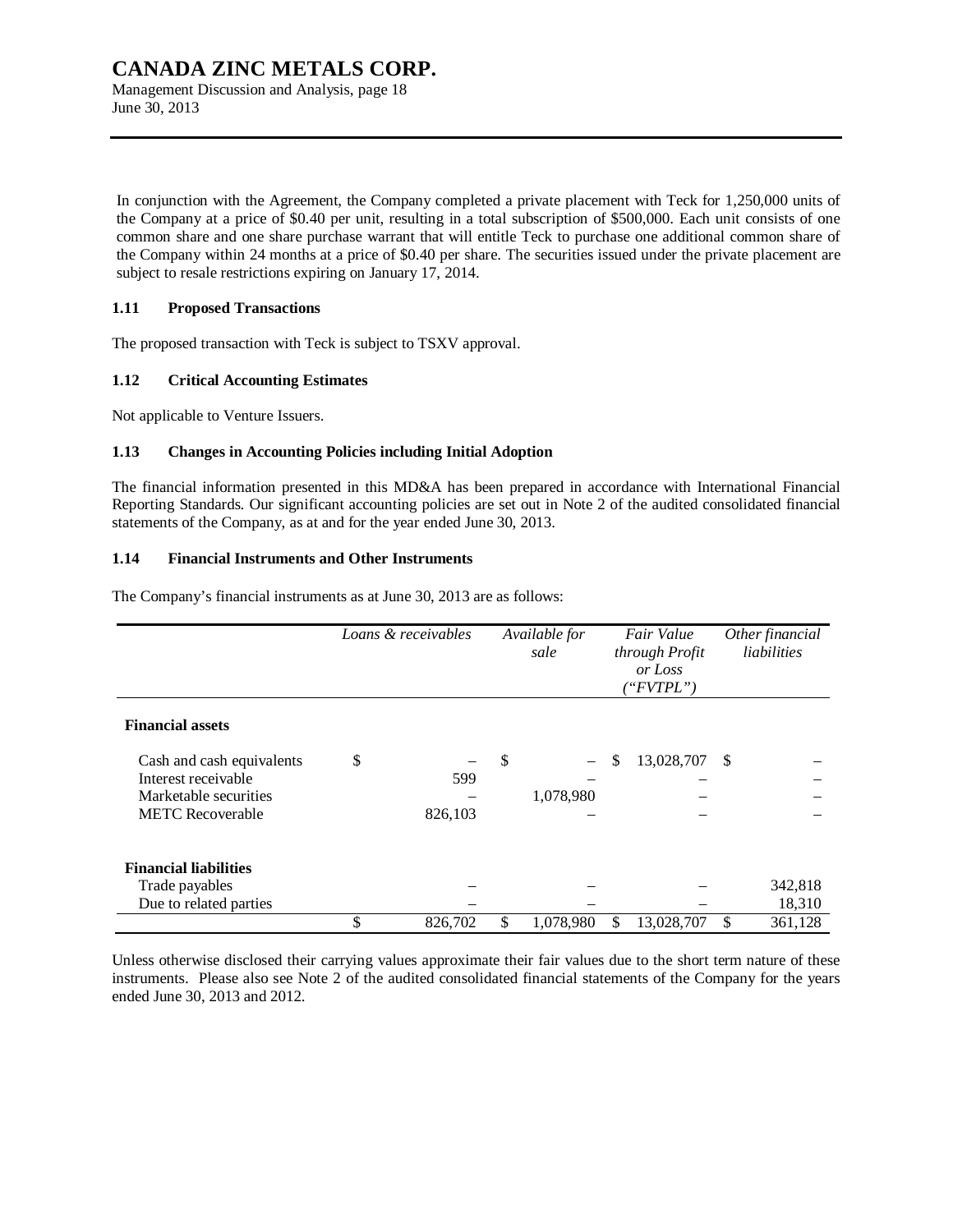In conjunction with the Agreement, the Company completed a private placement with Teck for 1,250,000 units of the Company at a price of $0.40 per unit, resulting in a total subscription of $500,000. Each unit consists of one common share and one share purchase warrant that will entitle Teck to purchase one additional common share of the Company within 24 months at a price of $0.40 per share. The securities issued under the private placement are subject to resale restrictions expiring on January 17, 2014.

### 1.11 Proposed Transactions

The proposed transaction with Teck is subject to TSXV approval.

### 1.12 Critical Accounting Estimates

Not applicable to Venture Issuers.

### 1.13 Changes in Accounting Policies including Initial Adoption

The financial information presented in this MD&A has been prepared in accordance with International Financial Reporting Standards. Our significant accounting policies are set out in Note 2 of the audited consolidated financial statements of the Company, as at and for the year ended June 30, 2013.

### 1.14 Financial Instruments and Other Instruments

The Company's financial instruments as at June 30, 2013 are as follows:

| | *Loans & receivables* | *Available for sale* | *Fair Value through Profit or Loss ("FVTPL")* | *Other financial liabilities* |
|---|---|---|---|---|
| **Financial assets** | | | | |
| Cash and cash equivalents | $ – | $ – | $ 13,028,707 | $ – |
| Interest receivable | 599 | – | – | – |
| Marketable securities | – | 1,078,980 | – | – |
| METC Recoverable | 826,103 | – | – | – |
| **Financial liabilities** | | | | |
| Trade payables | – | – | – | 342,818 |
| Due to related parties | – | – | – | 18,310 |
| | $ 826,702 | $ 1,078,980 | $ 13,028,707 | $ 361,128 |

Unless otherwise disclosed their carrying values approximate their fair values due to the short term nature of these instruments. Please also see Note 2 of the audited consolidated financial statements of the Company for the years ended June 30, 2013 and 2012.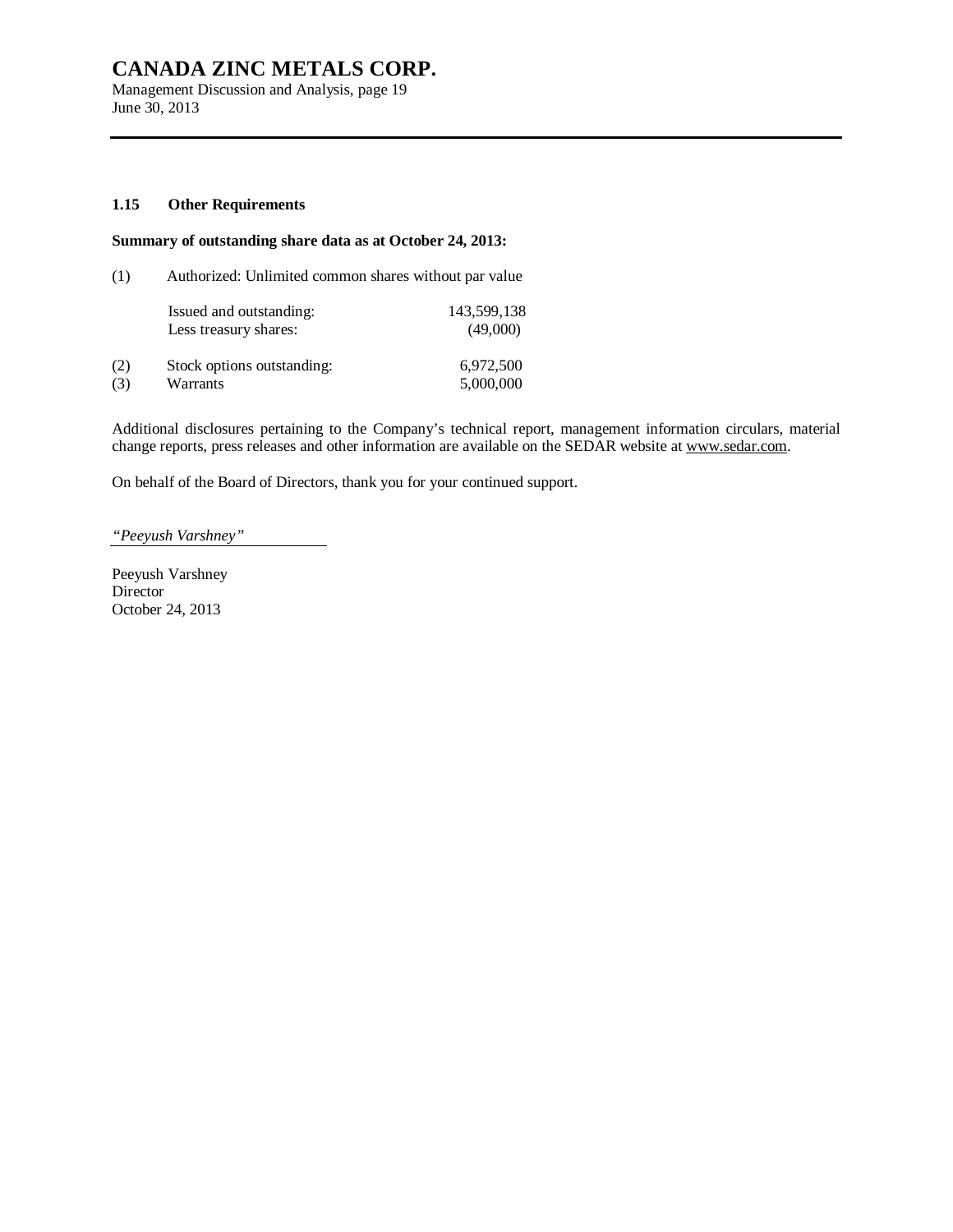### 1.15 Other Requirements

**Summary of outstanding share data as at October 24, 2013:**

(1) Authorized: Unlimited common shares without par value

| | | |
|---|---|---|
| | Issued and outstanding: | 143,599,138 |
| | Less treasury shares: | (49,000) |
| (2) | Stock options outstanding: | 6,972,500 |
| (3) | Warrants | 5,000,000 |

Additional disclosures pertaining to the Company's technical report, management information circulars, material change reports, press releases and other information are available on the SEDAR website at www.sedar.com.

On behalf of the Board of Directors, thank you for your continued support.

*"Peeyush Varshney"*

Peeyush Varshney
Director
October 24, 2013